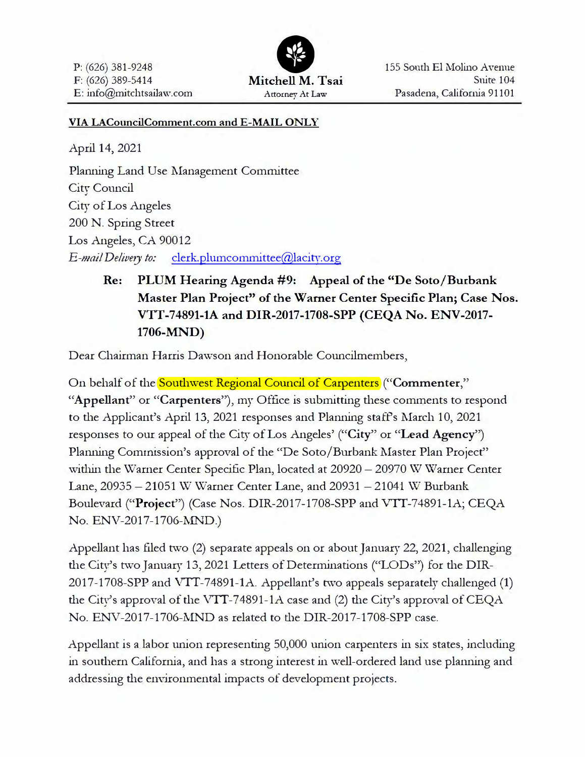P: (626) 381-9248
F: (626) 389-5414
E: info@mitchtsailaw.com

**Mitchell M. Tsai**
Attorney At Law

155 South El Molino Avenue
Suite 104
Pasadena, California 91101

**VIA LACouncilComment.com and E-MAIL ONLY**

April 14, 2021

Planning Land Use Management Committee
City Council
City of Los Angeles
200 N. Spring Street
Los Angeles, CA 90012
*E-mail Delivery to:* clerk.plumcommittee@lacity.org

**Re: PLUM Hearing Agenda #9: Appeal of the "De Soto/Burbank Master Plan Project" of the Warner Center Specific Plan; Case Nos. VTT-74891-1A and DIR-2017-1708-SPP (CEQA No. ENV-2017-1706-MND)**

Dear Chairman Harris Dawson and Honorable Councilmembers,

On behalf of the Southwest Regional Council of Carpenters ("**Commenter**," "**Appellant**" or "**Carpenters**"), my Office is submitting these comments to respond to the Applicant's April 13, 2021 responses and Planning staff's March 10, 2021 responses to our appeal of the City of Los Angeles' ("**City**" or "**Lead Agency**") Planning Commission's approval of the "De Soto/Burbank Master Plan Project" within the Warner Center Specific Plan, located at 20920 – 20970 W Warner Center Lane, 20935 – 21051 W Warner Center Lane, and 20931 – 21041 W Burbank Boulevard ("**Project**") (Case Nos. DIR-2017-1708-SPP and VTT-74891-1A; CEQA No. ENV-2017-1706-MND.)

Appellant has filed two (2) separate appeals on or about January 22, 2021, challenging the City's two January 13, 2021 Letters of Determinations ("LODs") for the DIR-2017-1708-SPP and VTT-74891-1A. Appellant's two appeals separately challenged (1) the City's approval of the VTT-74891-1A case and (2) the City's approval of CEQA No. ENV-2017-1706-MND as related to the DIR-2017-1708-SPP case.

Appellant is a labor union representing 50,000 union carpenters in six states, including in southern California, and has a strong interest in well-ordered land use planning and addressing the environmental impacts of development projects.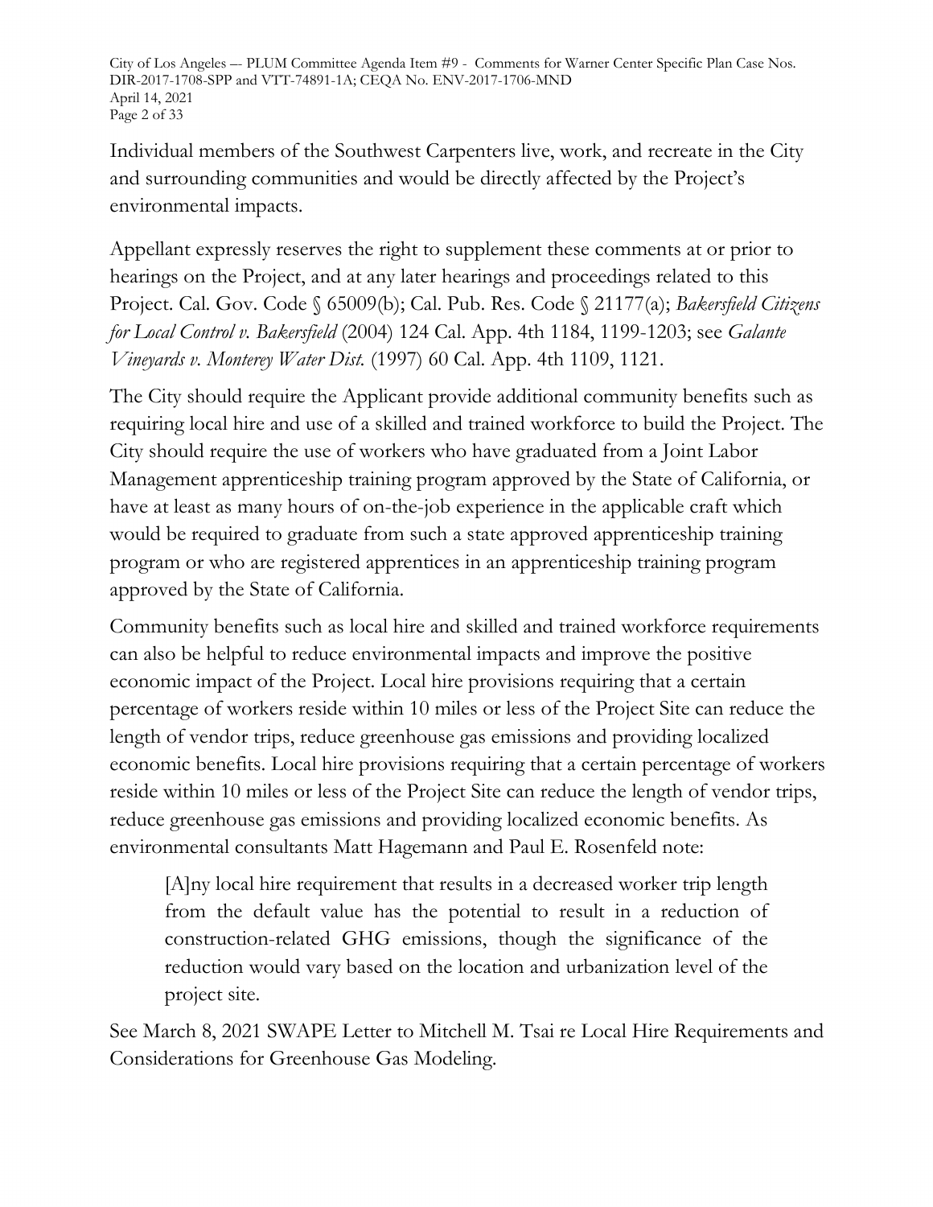Individual members of the Southwest Carpenters live, work, and recreate in the City and surrounding communities and would be directly affected by the Project's environmental impacts.

Appellant expressly reserves the right to supplement these comments at or prior to hearings on the Project, and at any later hearings and proceedings related to this Project. Cal. Gov. Code § 65009(b); Cal. Pub. Res. Code § 21177(a); *Bakersfield Citizens for Local Control v. Bakersfield* (2004) 124 Cal. App. 4th 1184, 1199-1203; see *Galante Vineyards v. Monterey Water Dist.* (1997) 60 Cal. App. 4th 1109, 1121.

The City should require the Applicant provide additional community benefits such as requiring local hire and use of a skilled and trained workforce to build the Project. The City should require the use of workers who have graduated from a Joint Labor Management apprenticeship training program approved by the State of California, or have at least as many hours of on-the-job experience in the applicable craft which would be required to graduate from such a state approved apprenticeship training program or who are registered apprentices in an apprenticeship training program approved by the State of California.

Community benefits such as local hire and skilled and trained workforce requirements can also be helpful to reduce environmental impacts and improve the positive economic impact of the Project. Local hire provisions requiring that a certain percentage of workers reside within 10 miles or less of the Project Site can reduce the length of vendor trips, reduce greenhouse gas emissions and providing localized economic benefits. Local hire provisions requiring that a certain percentage of workers reside within 10 miles or less of the Project Site can reduce the length of vendor trips, reduce greenhouse gas emissions and providing localized economic benefits. As environmental consultants Matt Hagemann and Paul E. Rosenfeld note:

> [A]ny local hire requirement that results in a decreased worker trip length from the default value has the potential to result in a reduction of construction-related GHG emissions, though the significance of the reduction would vary based on the location and urbanization level of the project site.

See March 8, 2021 SWAPE Letter to Mitchell M. Tsai re Local Hire Requirements and Considerations for Greenhouse Gas Modeling.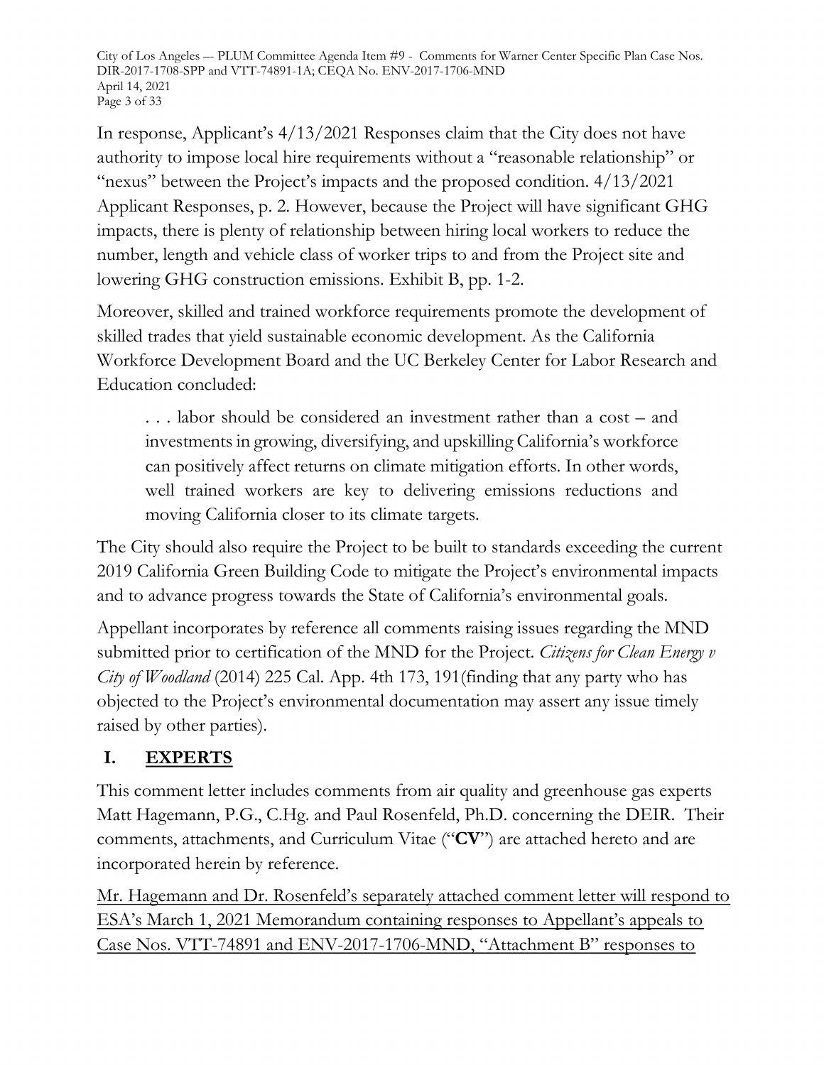In response, Applicant's 4/13/2021 Responses claim that the City does not have authority to impose local hire requirements without a "reasonable relationship" or "nexus" between the Project's impacts and the proposed condition. 4/13/2021 Applicant Responses, p. 2. However, because the Project will have significant GHG impacts, there is plenty of relationship between hiring local workers to reduce the number, length and vehicle class of worker trips to and from the Project site and lowering GHG construction emissions. Exhibit B, pp. 1-2.

Moreover, skilled and trained workforce requirements promote the development of skilled trades that yield sustainable economic development. As the California Workforce Development Board and the UC Berkeley Center for Labor Research and Education concluded:

> . . . labor should be considered an investment rather than a cost – and investments in growing, diversifying, and upskilling California's workforce can positively affect returns on climate mitigation efforts. In other words, well trained workers are key to delivering emissions reductions and moving California closer to its climate targets.

The City should also require the Project to be built to standards exceeding the current 2019 California Green Building Code to mitigate the Project's environmental impacts and to advance progress towards the State of California's environmental goals.

Appellant incorporates by reference all comments raising issues regarding the MND submitted prior to certification of the MND for the Project. *Citizens for Clean Energy v City of Woodland* (2014) 225 Cal. App. 4th 173, 191(finding that any party who has objected to the Project's environmental documentation may assert any issue timely raised by other parties).

## I. EXPERTS

This comment letter includes comments from air quality and greenhouse gas experts Matt Hagemann, P.G., C.Hg. and Paul Rosenfeld, Ph.D. concerning the DEIR. Their comments, attachments, and Curriculum Vitae ("**CV**") are attached hereto and are incorporated herein by reference.

Mr. Hagemann and Dr. Rosenfeld's separately attached comment letter will respond to ESA's March 1, 2021 Memorandum containing responses to Appellant's appeals to Case Nos. VTT-74891 and ENV-2017-1706-MND, "Attachment B" responses to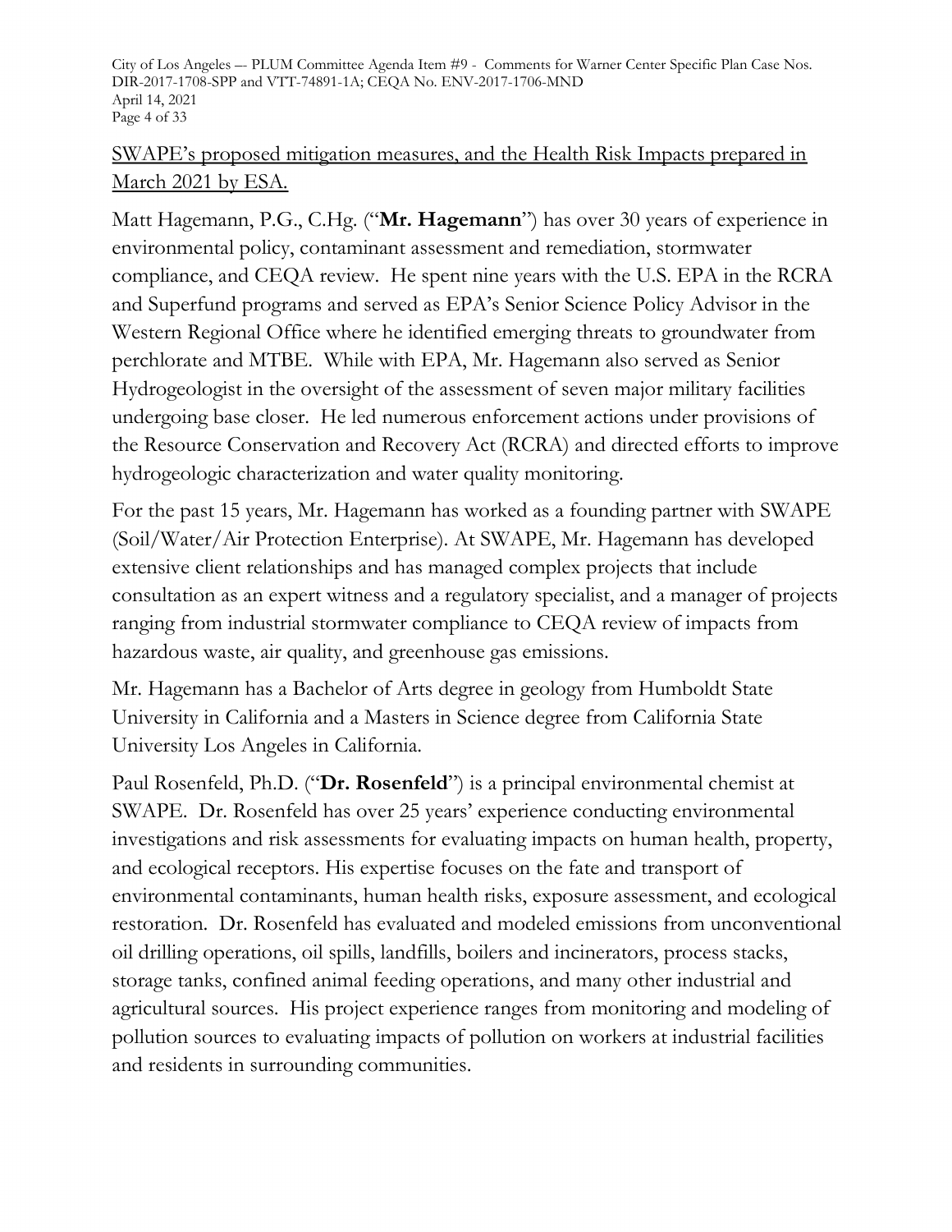<u>SWAPE's proposed mitigation measures, and the Health Risk Impacts prepared in March 2021 by ESA.</u>

Matt Hagemann, P.G., C.Hg. ("**Mr. Hagemann**") has over 30 years of experience in environmental policy, contaminant assessment and remediation, stormwater compliance, and CEQA review. He spent nine years with the U.S. EPA in the RCRA and Superfund programs and served as EPA's Senior Science Policy Advisor in the Western Regional Office where he identified emerging threats to groundwater from perchlorate and MTBE. While with EPA, Mr. Hagemann also served as Senior Hydrogeologist in the oversight of the assessment of seven major military facilities undergoing base closer. He led numerous enforcement actions under provisions of the Resource Conservation and Recovery Act (RCRA) and directed efforts to improve hydrogeologic characterization and water quality monitoring.

For the past 15 years, Mr. Hagemann has worked as a founding partner with SWAPE (Soil/Water/Air Protection Enterprise). At SWAPE, Mr. Hagemann has developed extensive client relationships and has managed complex projects that include consultation as an expert witness and a regulatory specialist, and a manager of projects ranging from industrial stormwater compliance to CEQA review of impacts from hazardous waste, air quality, and greenhouse gas emissions.

Mr. Hagemann has a Bachelor of Arts degree in geology from Humboldt State University in California and a Masters in Science degree from California State University Los Angeles in California.

Paul Rosenfeld, Ph.D. ("**Dr. Rosenfeld**") is a principal environmental chemist at SWAPE. Dr. Rosenfeld has over 25 years' experience conducting environmental investigations and risk assessments for evaluating impacts on human health, property, and ecological receptors. His expertise focuses on the fate and transport of environmental contaminants, human health risks, exposure assessment, and ecological restoration. Dr. Rosenfeld has evaluated and modeled emissions from unconventional oil drilling operations, oil spills, landfills, boilers and incinerators, process stacks, storage tanks, confined animal feeding operations, and many other industrial and agricultural sources. His project experience ranges from monitoring and modeling of pollution sources to evaluating impacts of pollution on workers at industrial facilities and residents in surrounding communities.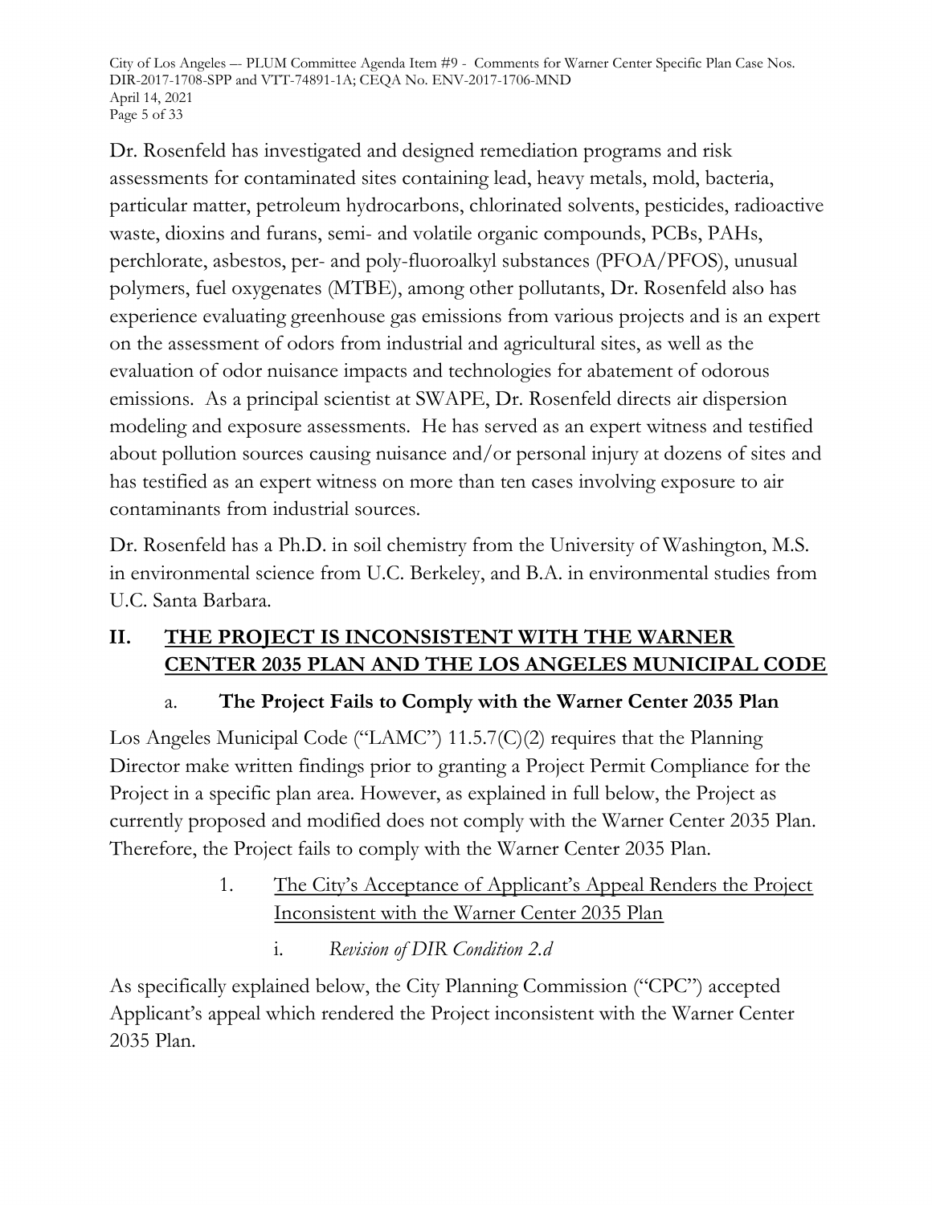Dr. Rosenfeld has investigated and designed remediation programs and risk assessments for contaminated sites containing lead, heavy metals, mold, bacteria, particular matter, petroleum hydrocarbons, chlorinated solvents, pesticides, radioactive waste, dioxins and furans, semi- and volatile organic compounds, PCBs, PAHs, perchlorate, asbestos, per- and poly-fluoroalkyl substances (PFOA/PFOS), unusual polymers, fuel oxygenates (MTBE), among other pollutants, Dr. Rosenfeld also has experience evaluating greenhouse gas emissions from various projects and is an expert on the assessment of odors from industrial and agricultural sites, as well as the evaluation of odor nuisance impacts and technologies for abatement of odorous emissions. As a principal scientist at SWAPE, Dr. Rosenfeld directs air dispersion modeling and exposure assessments. He has served as an expert witness and testified about pollution sources causing nuisance and/or personal injury at dozens of sites and has testified as an expert witness on more than ten cases involving exposure to air contaminants from industrial sources.

Dr. Rosenfeld has a Ph.D. in soil chemistry from the University of Washington, M.S. in environmental science from U.C. Berkeley, and B.A. in environmental studies from U.C. Santa Barbara.

## II. THE PROJECT IS INCONSISTENT WITH THE WARNER CENTER 2035 PLAN AND THE LOS ANGELES MUNICIPAL CODE

### a. The Project Fails to Comply with the Warner Center 2035 Plan

Los Angeles Municipal Code ("LAMC") 11.5.7(C)(2) requires that the Planning Director make written findings prior to granting a Project Permit Compliance for the Project in a specific plan area. However, as explained in full below, the Project as currently proposed and modified does not comply with the Warner Center 2035 Plan. Therefore, the Project fails to comply with the Warner Center 2035 Plan.

#### 1. The City's Acceptance of Applicant's Appeal Renders the Project Inconsistent with the Warner Center 2035 Plan

##### i. *Revision of DIR Condition 2.d*

As specifically explained below, the City Planning Commission ("CPC") accepted Applicant's appeal which rendered the Project inconsistent with the Warner Center 2035 Plan.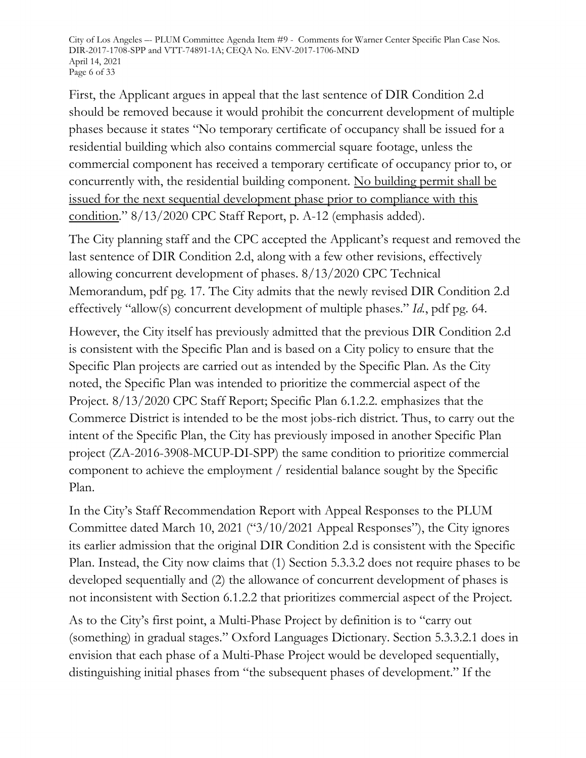First, the Applicant argues in appeal that the last sentence of DIR Condition 2.d should be removed because it would prohibit the concurrent development of multiple phases because it states "No temporary certificate of occupancy shall be issued for a residential building which also contains commercial square footage, unless the commercial component has received a temporary certificate of occupancy prior to, or concurrently with, the residential building component. <u>No building permit shall be issued for the next sequential development phase prior to compliance with this condition</u>." 8/13/2020 CPC Staff Report, p. A-12 (emphasis added).

The City planning staff and the CPC accepted the Applicant's request and removed the last sentence of DIR Condition 2.d, along with a few other revisions, effectively allowing concurrent development of phases. 8/13/2020 CPC Technical Memorandum, pdf pg. 17. The City admits that the newly revised DIR Condition 2.d effectively "allow(s) concurrent development of multiple phases." *Id.*, pdf pg. 64.

However, the City itself has previously admitted that the previous DIR Condition 2.d is consistent with the Specific Plan and is based on a City policy to ensure that the Specific Plan projects are carried out as intended by the Specific Plan. As the City noted, the Specific Plan was intended to prioritize the commercial aspect of the Project. 8/13/2020 CPC Staff Report; Specific Plan 6.1.2.2. emphasizes that the Commerce District is intended to be the most jobs-rich district. Thus, to carry out the intent of the Specific Plan, the City has previously imposed in another Specific Plan project (ZA-2016-3908-MCUP-DI-SPP) the same condition to prioritize commercial component to achieve the employment / residential balance sought by the Specific Plan.

In the City's Staff Recommendation Report with Appeal Responses to the PLUM Committee dated March 10, 2021 ("3/10/2021 Appeal Responses"), the City ignores its earlier admission that the original DIR Condition 2.d is consistent with the Specific Plan. Instead, the City now claims that (1) Section 5.3.3.2 does not require phases to be developed sequentially and (2) the allowance of concurrent development of phases is not inconsistent with Section 6.1.2.2 that prioritizes commercial aspect of the Project.

As to the City's first point, a Multi-Phase Project by definition is to "carry out (something) in gradual stages." Oxford Languages Dictionary. Section 5.3.3.2.1 does in envision that each phase of a Multi-Phase Project would be developed sequentially, distinguishing initial phases from "the subsequent phases of development." If the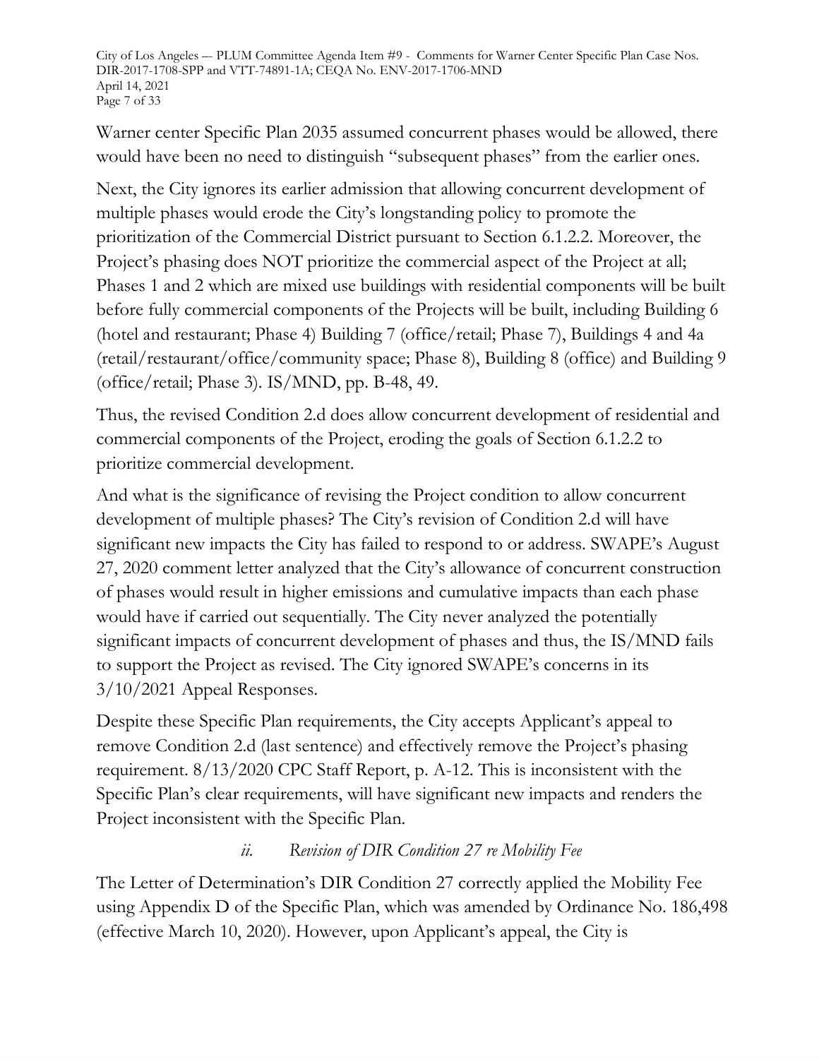Warner center Specific Plan 2035 assumed concurrent phases would be allowed, there would have been no need to distinguish "subsequent phases" from the earlier ones.

Next, the City ignores its earlier admission that allowing concurrent development of multiple phases would erode the City's longstanding policy to promote the prioritization of the Commercial District pursuant to Section 6.1.2.2. Moreover, the Project's phasing does NOT prioritize the commercial aspect of the Project at all; Phases 1 and 2 which are mixed use buildings with residential components will be built before fully commercial components of the Projects will be built, including Building 6 (hotel and restaurant; Phase 4) Building 7 (office/retail; Phase 7), Buildings 4 and 4a (retail/restaurant/office/community space; Phase 8), Building 8 (office) and Building 9 (office/retail; Phase 3). IS/MND, pp. B-48, 49.

Thus, the revised Condition 2.d does allow concurrent development of residential and commercial components of the Project, eroding the goals of Section 6.1.2.2 to prioritize commercial development.

And what is the significance of revising the Project condition to allow concurrent development of multiple phases? The City's revision of Condition 2.d will have significant new impacts the City has failed to respond to or address. SWAPE's August 27, 2020 comment letter analyzed that the City's allowance of concurrent construction of phases would result in higher emissions and cumulative impacts than each phase would have if carried out sequentially. The City never analyzed the potentially significant impacts of concurrent development of phases and thus, the IS/MND fails to support the Project as revised. The City ignored SWAPE's concerns in its 3/10/2021 Appeal Responses.

Despite these Specific Plan requirements, the City accepts Applicant's appeal to remove Condition 2.d (last sentence) and effectively remove the Project's phasing requirement. 8/13/2020 CPC Staff Report, p. A-12. This is inconsistent with the Specific Plan's clear requirements, will have significant new impacts and renders the Project inconsistent with the Specific Plan.

*ii. Revision of DIR Condition 27 re Mobility Fee*

The Letter of Determination's DIR Condition 27 correctly applied the Mobility Fee using Appendix D of the Specific Plan, which was amended by Ordinance No. 186,498 (effective March 10, 2020). However, upon Applicant's appeal, the City is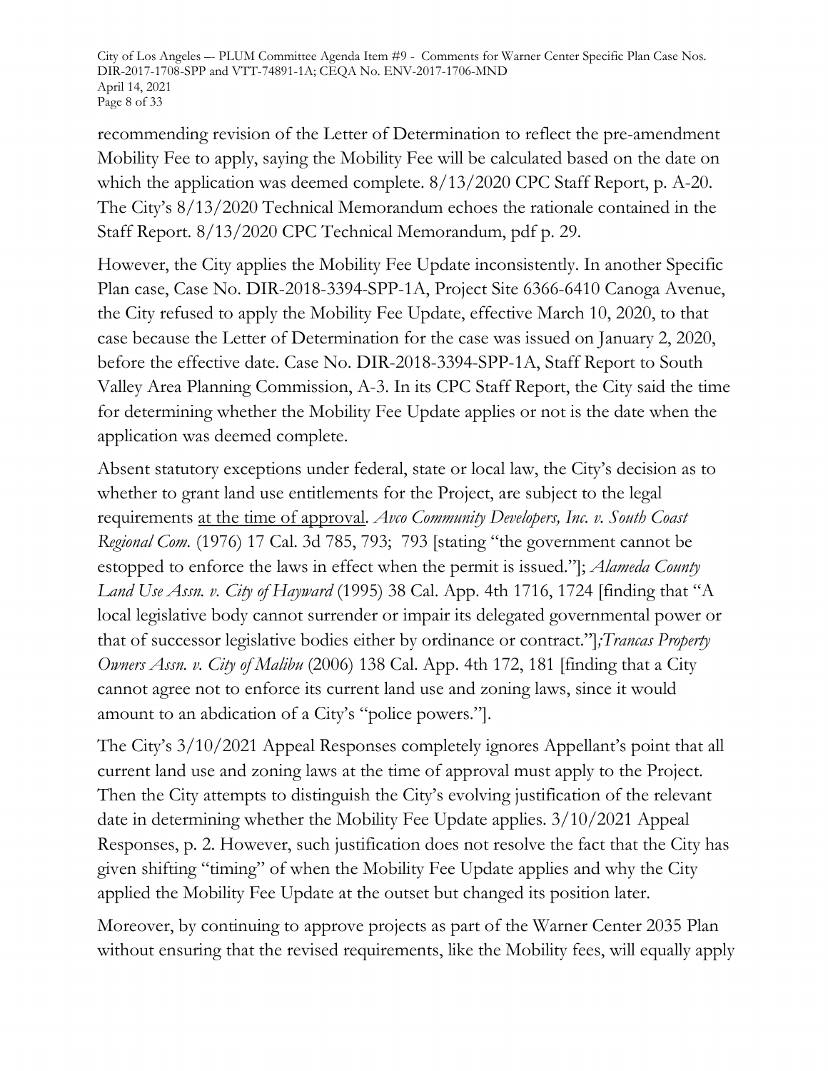recommending revision of the Letter of Determination to reflect the pre-amendment Mobility Fee to apply, saying the Mobility Fee will be calculated based on the date on which the application was deemed complete. 8/13/2020 CPC Staff Report, p. A-20. The City's 8/13/2020 Technical Memorandum echoes the rationale contained in the Staff Report. 8/13/2020 CPC Technical Memorandum, pdf p. 29.

However, the City applies the Mobility Fee Update inconsistently. In another Specific Plan case, Case No. DIR-2018-3394-SPP-1A, Project Site 6366-6410 Canoga Avenue, the City refused to apply the Mobility Fee Update, effective March 10, 2020, to that case because the Letter of Determination for the case was issued on January 2, 2020, before the effective date. Case No. DIR-2018-3394-SPP-1A, Staff Report to South Valley Area Planning Commission, A-3. In its CPC Staff Report, the City said the time for determining whether the Mobility Fee Update applies or not is the date when the application was deemed complete.

Absent statutory exceptions under federal, state or local law, the City's decision as to whether to grant land use entitlements for the Project, are subject to the legal requirements <u>at the time of approval</u>. *Avco Community Developers, Inc. v. South Coast Regional Com.* (1976) 17 Cal. 3d 785, 793; 793 [stating "the government cannot be estopped to enforce the laws in effect when the permit is issued."]; *Alameda County Land Use Assn. v. City of Hayward* (1995) 38 Cal. App. 4th 1716, 1724 [finding that "A local legislative body cannot surrender or impair its delegated governmental power or that of successor legislative bodies either by ordinance or contract."];*Trancas Property Owners Assn. v. City of Malibu* (2006) 138 Cal. App. 4th 172, 181 [finding that a City cannot agree not to enforce its current land use and zoning laws, since it would amount to an abdication of a City's "police powers."].

The City's 3/10/2021 Appeal Responses completely ignores Appellant's point that all current land use and zoning laws at the time of approval must apply to the Project. Then the City attempts to distinguish the City's evolving justification of the relevant date in determining whether the Mobility Fee Update applies. 3/10/2021 Appeal Responses, p. 2. However, such justification does not resolve the fact that the City has given shifting "timing" of when the Mobility Fee Update applies and why the City applied the Mobility Fee Update at the outset but changed its position later.

Moreover, by continuing to approve projects as part of the Warner Center 2035 Plan without ensuring that the revised requirements, like the Mobility fees, will equally apply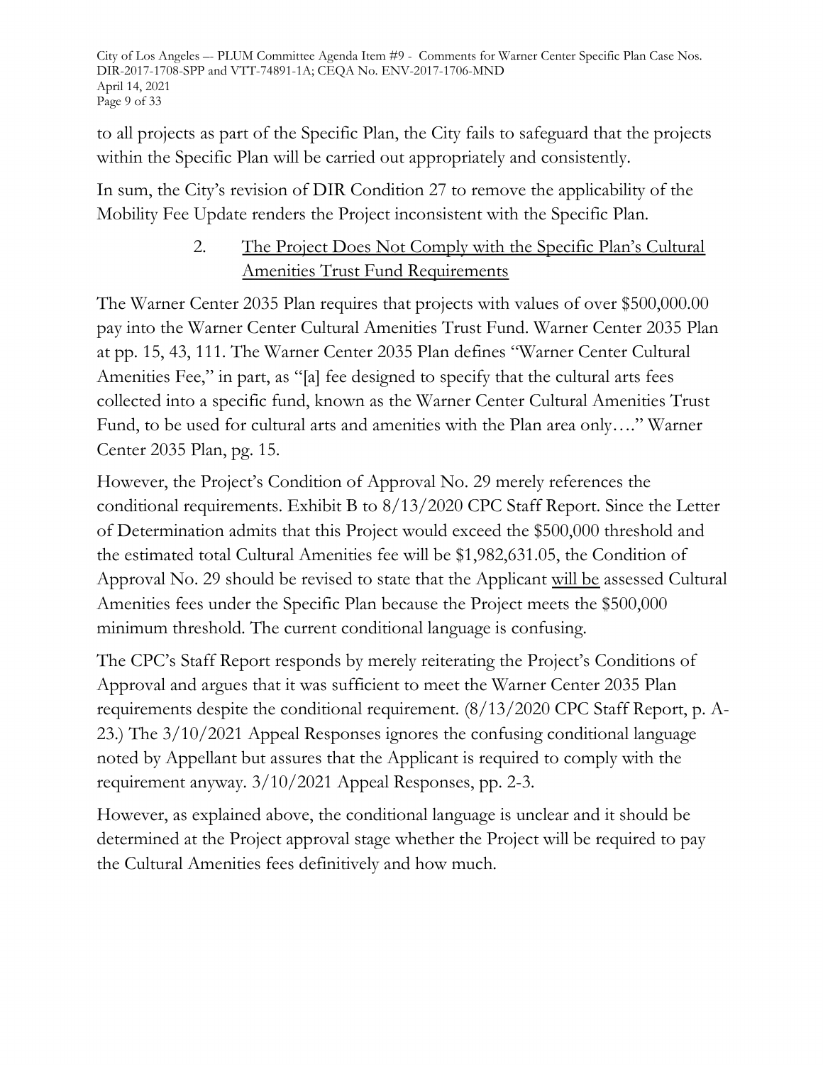to all projects as part of the Specific Plan, the City fails to safeguard that the projects within the Specific Plan will be carried out appropriately and consistently.

In sum, the City's revision of DIR Condition 27 to remove the applicability of the Mobility Fee Update renders the Project inconsistent with the Specific Plan.

2. <u>The Project Does Not Comply with the Specific Plan's Cultural Amenities Trust Fund Requirements</u>

The Warner Center 2035 Plan requires that projects with values of over $500,000.00 pay into the Warner Center Cultural Amenities Trust Fund. Warner Center 2035 Plan at pp. 15, 43, 111. The Warner Center 2035 Plan defines "Warner Center Cultural Amenities Fee," in part, as "[a] fee designed to specify that the cultural arts fees collected into a specific fund, known as the Warner Center Cultural Amenities Trust Fund, to be used for cultural arts and amenities with the Plan area only…." Warner Center 2035 Plan, pg. 15.

However, the Project's Condition of Approval No. 29 merely references the conditional requirements. Exhibit B to 8/13/2020 CPC Staff Report. Since the Letter of Determination admits that this Project would exceed the $500,000 threshold and the estimated total Cultural Amenities fee will be $1,982,631.05, the Condition of Approval No. 29 should be revised to state that the Applicant <u>will be</u> assessed Cultural Amenities fees under the Specific Plan because the Project meets the $500,000 minimum threshold. The current conditional language is confusing.

The CPC's Staff Report responds by merely reiterating the Project's Conditions of Approval and argues that it was sufficient to meet the Warner Center 2035 Plan requirements despite the conditional requirement. (8/13/2020 CPC Staff Report, p. A-23.) The 3/10/2021 Appeal Responses ignores the confusing conditional language noted by Appellant but assures that the Applicant is required to comply with the requirement anyway. 3/10/2021 Appeal Responses, pp. 2-3.

However, as explained above, the conditional language is unclear and it should be determined at the Project approval stage whether the Project will be required to pay the Cultural Amenities fees definitively and how much.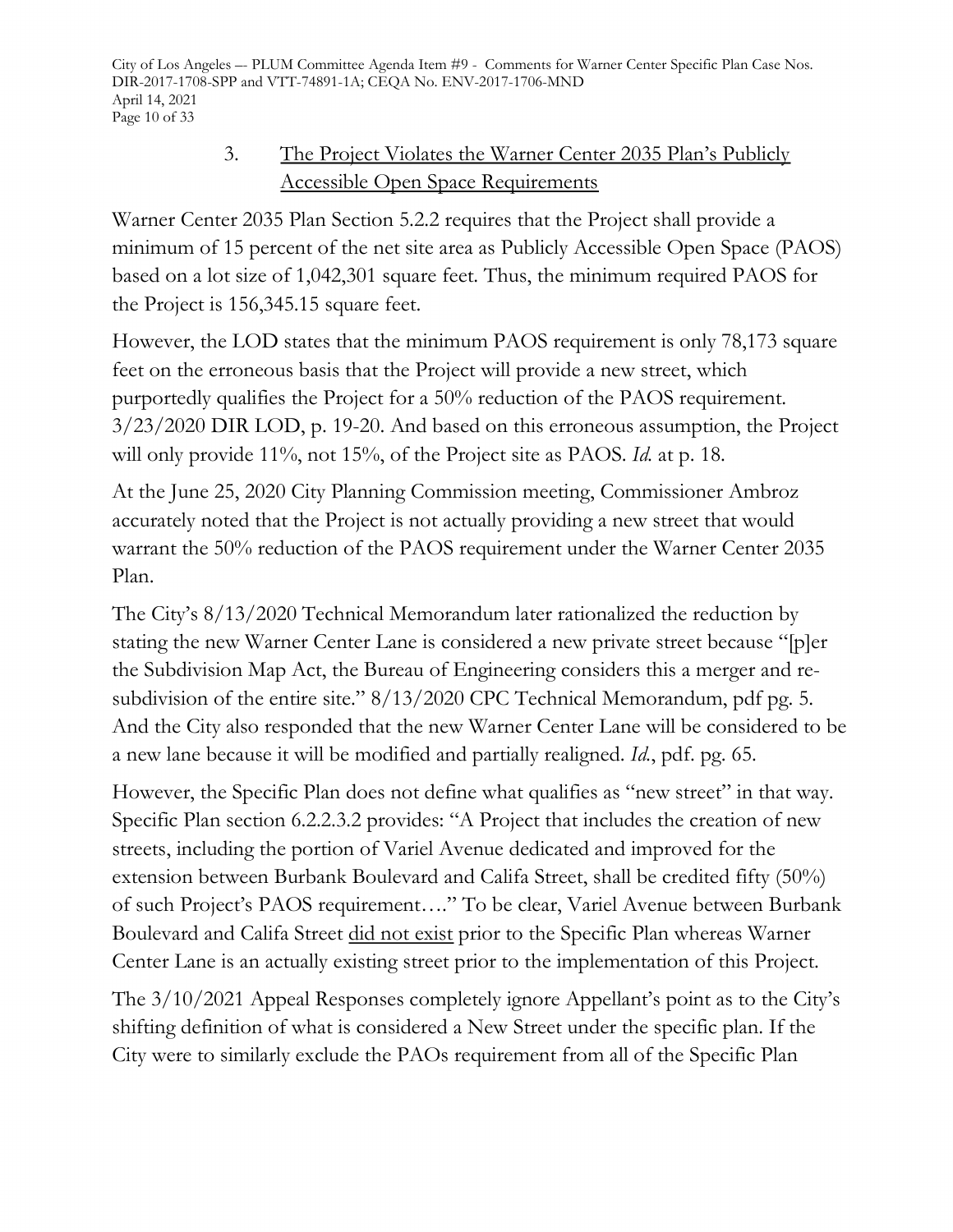### 3. <u>The Project Violates the Warner Center 2035 Plan's Publicly Accessible Open Space Requirements</u>

Warner Center 2035 Plan Section 5.2.2 requires that the Project shall provide a minimum of 15 percent of the net site area as Publicly Accessible Open Space (PAOS) based on a lot size of 1,042,301 square feet. Thus, the minimum required PAOS for the Project is 156,345.15 square feet.

However, the LOD states that the minimum PAOS requirement is only 78,173 square feet on the erroneous basis that the Project will provide a new street, which purportedly qualifies the Project for a 50% reduction of the PAOS requirement. 3/23/2020 DIR LOD, p. 19-20. And based on this erroneous assumption, the Project will only provide 11%, not 15%, of the Project site as PAOS. *Id.* at p. 18.

At the June 25, 2020 City Planning Commission meeting, Commissioner Ambroz accurately noted that the Project is not actually providing a new street that would warrant the 50% reduction of the PAOS requirement under the Warner Center 2035 Plan.

The City's 8/13/2020 Technical Memorandum later rationalized the reduction by stating the new Warner Center Lane is considered a new private street because "[p]er the Subdivision Map Act, the Bureau of Engineering considers this a merger and re-subdivision of the entire site." 8/13/2020 CPC Technical Memorandum, pdf pg. 5. And the City also responded that the new Warner Center Lane will be considered to be a new lane because it will be modified and partially realigned. *Id.*, pdf. pg. 65.

However, the Specific Plan does not define what qualifies as "new street" in that way. Specific Plan section 6.2.2.3.2 provides: "A Project that includes the creation of new streets, including the portion of Variel Avenue dedicated and improved for the extension between Burbank Boulevard and Califa Street, shall be credited fifty (50%) of such Project's PAOS requirement…." To be clear, Variel Avenue between Burbank Boulevard and Califa Street <u>did not exist</u> prior to the Specific Plan whereas Warner Center Lane is an actually existing street prior to the implementation of this Project.

The 3/10/2021 Appeal Responses completely ignore Appellant's point as to the City's shifting definition of what is considered a New Street under the specific plan. If the City were to similarly exclude the PAOs requirement from all of the Specific Plan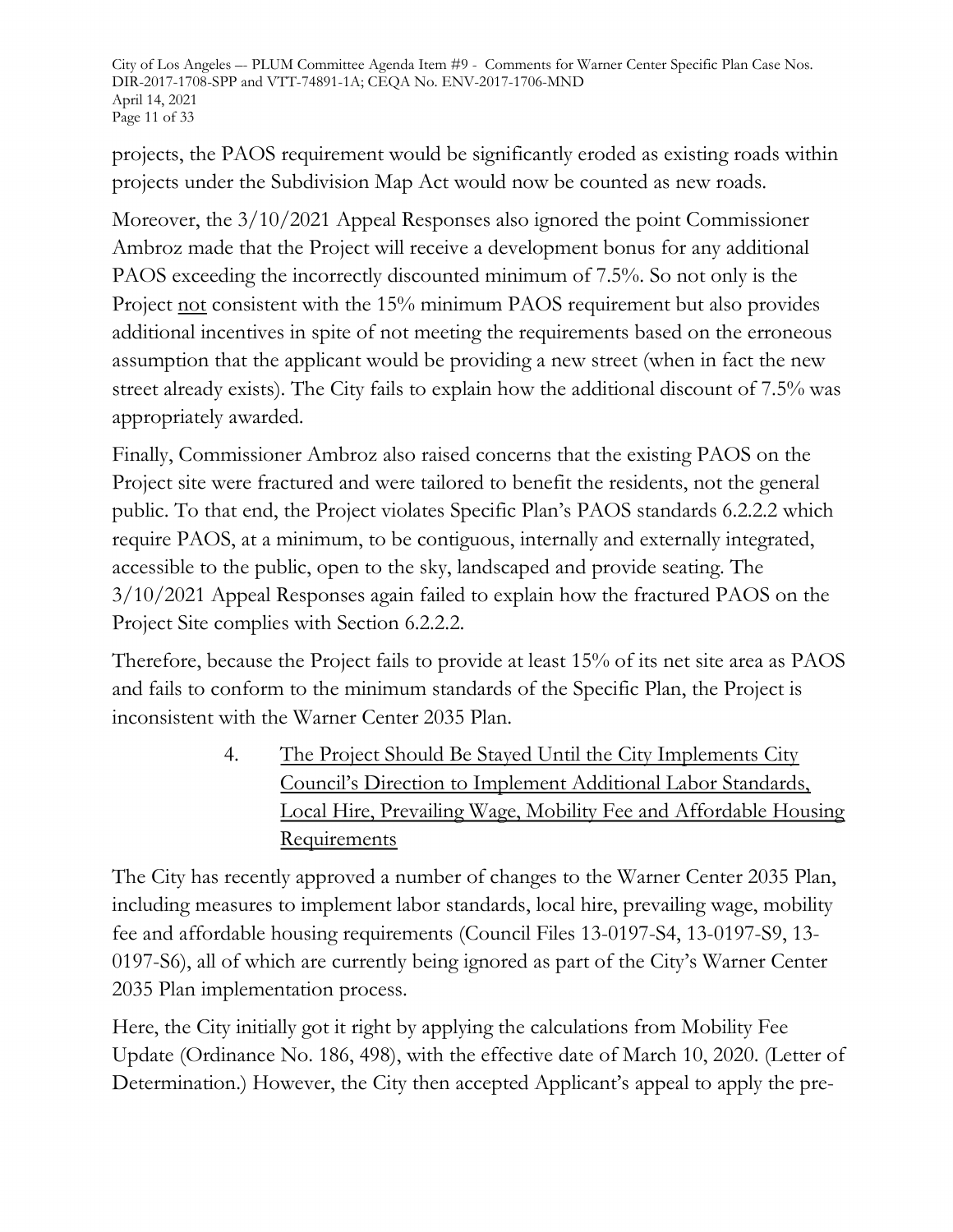projects, the PAOS requirement would be significantly eroded as existing roads within projects under the Subdivision Map Act would now be counted as new roads.

Moreover, the 3/10/2021 Appeal Responses also ignored the point Commissioner Ambroz made that the Project will receive a development bonus for any additional PAOS exceeding the incorrectly discounted minimum of 7.5%. So not only is the Project not consistent with the 15% minimum PAOS requirement but also provides additional incentives in spite of not meeting the requirements based on the erroneous assumption that the applicant would be providing a new street (when in fact the new street already exists). The City fails to explain how the additional discount of 7.5% was appropriately awarded.

Finally, Commissioner Ambroz also raised concerns that the existing PAOS on the Project site were fractured and were tailored to benefit the residents, not the general public. To that end, the Project violates Specific Plan's PAOS standards 6.2.2.2 which require PAOS, at a minimum, to be contiguous, internally and externally integrated, accessible to the public, open to the sky, landscaped and provide seating. The 3/10/2021 Appeal Responses again failed to explain how the fractured PAOS on the Project Site complies with Section 6.2.2.2.

Therefore, because the Project fails to provide at least 15% of its net site area as PAOS and fails to conform to the minimum standards of the Specific Plan, the Project is inconsistent with the Warner Center 2035 Plan.

4. The Project Should Be Stayed Until the City Implements City Council's Direction to Implement Additional Labor Standards, Local Hire, Prevailing Wage, Mobility Fee and Affordable Housing Requirements

The City has recently approved a number of changes to the Warner Center 2035 Plan, including measures to implement labor standards, local hire, prevailing wage, mobility fee and affordable housing requirements (Council Files 13-0197-S4, 13-0197-S9, 13-0197-S6), all of which are currently being ignored as part of the City's Warner Center 2035 Plan implementation process.

Here, the City initially got it right by applying the calculations from Mobility Fee Update (Ordinance No. 186, 498), with the effective date of March 10, 2020. (Letter of Determination.) However, the City then accepted Applicant's appeal to apply the pre-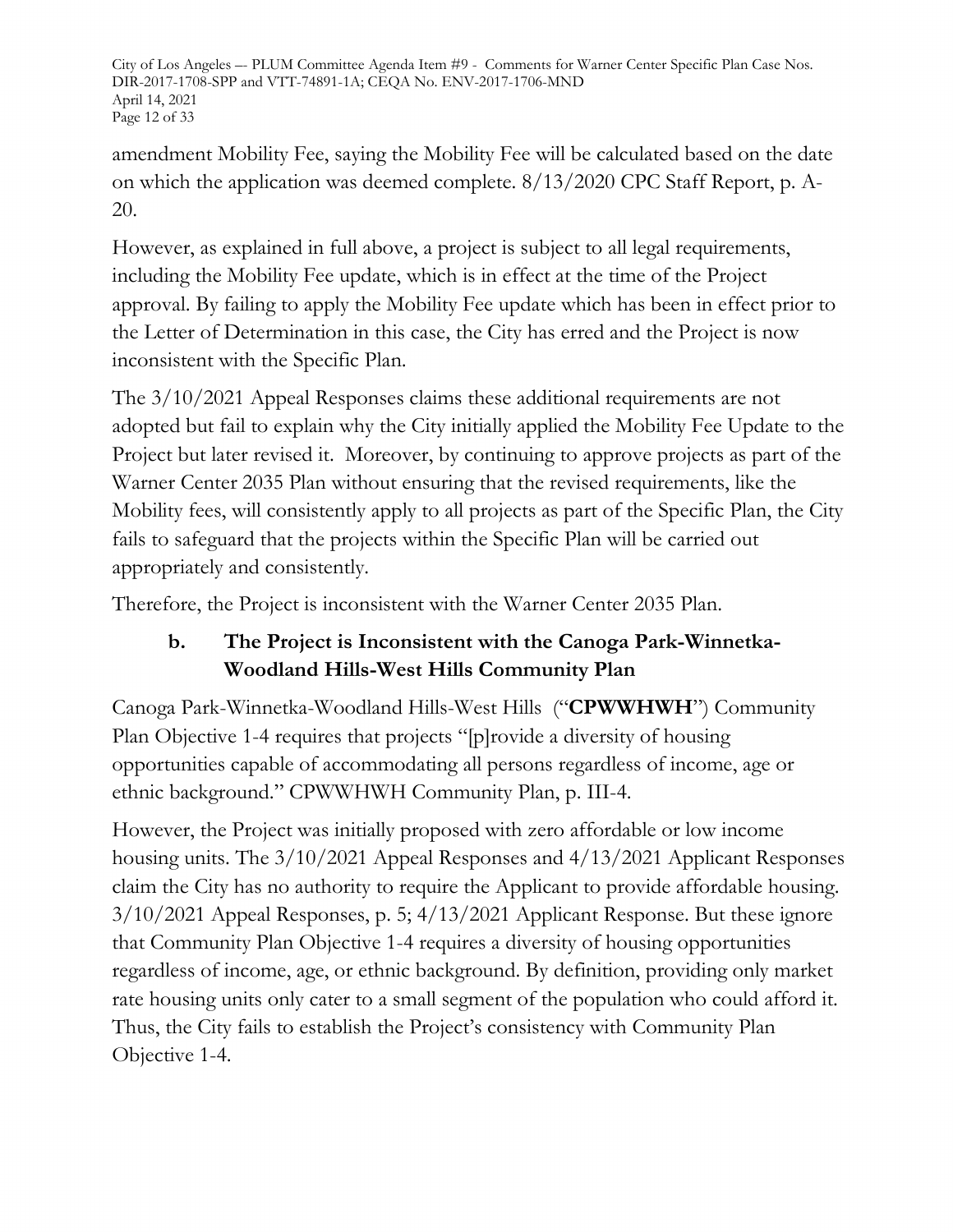amendment Mobility Fee, saying the Mobility Fee will be calculated based on the date on which the application was deemed complete. 8/13/2020 CPC Staff Report, p. A-20.

However, as explained in full above, a project is subject to all legal requirements, including the Mobility Fee update, which is in effect at the time of the Project approval. By failing to apply the Mobility Fee update which has been in effect prior to the Letter of Determination in this case, the City has erred and the Project is now inconsistent with the Specific Plan.

The 3/10/2021 Appeal Responses claims these additional requirements are not adopted but fail to explain why the City initially applied the Mobility Fee Update to the Project but later revised it. Moreover, by continuing to approve projects as part of the Warner Center 2035 Plan without ensuring that the revised requirements, like the Mobility fees, will consistently apply to all projects as part of the Specific Plan, the City fails to safeguard that the projects within the Specific Plan will be carried out appropriately and consistently.

Therefore, the Project is inconsistent with the Warner Center 2035 Plan.

### b. The Project is Inconsistent with the Canoga Park-Winnetka-Woodland Hills-West Hills Community Plan

Canoga Park-Winnetka-Woodland Hills-West Hills ("**CPWWHWH**") Community Plan Objective 1-4 requires that projects "[p]rovide a diversity of housing opportunities capable of accommodating all persons regardless of income, age or ethnic background." CPWWHWH Community Plan, p. III-4.

However, the Project was initially proposed with zero affordable or low income housing units. The 3/10/2021 Appeal Responses and 4/13/2021 Applicant Responses claim the City has no authority to require the Applicant to provide affordable housing. 3/10/2021 Appeal Responses, p. 5; 4/13/2021 Applicant Response. But these ignore that Community Plan Objective 1-4 requires a diversity of housing opportunities regardless of income, age, or ethnic background. By definition, providing only market rate housing units only cater to a small segment of the population who could afford it. Thus, the City fails to establish the Project's consistency with Community Plan Objective 1-4.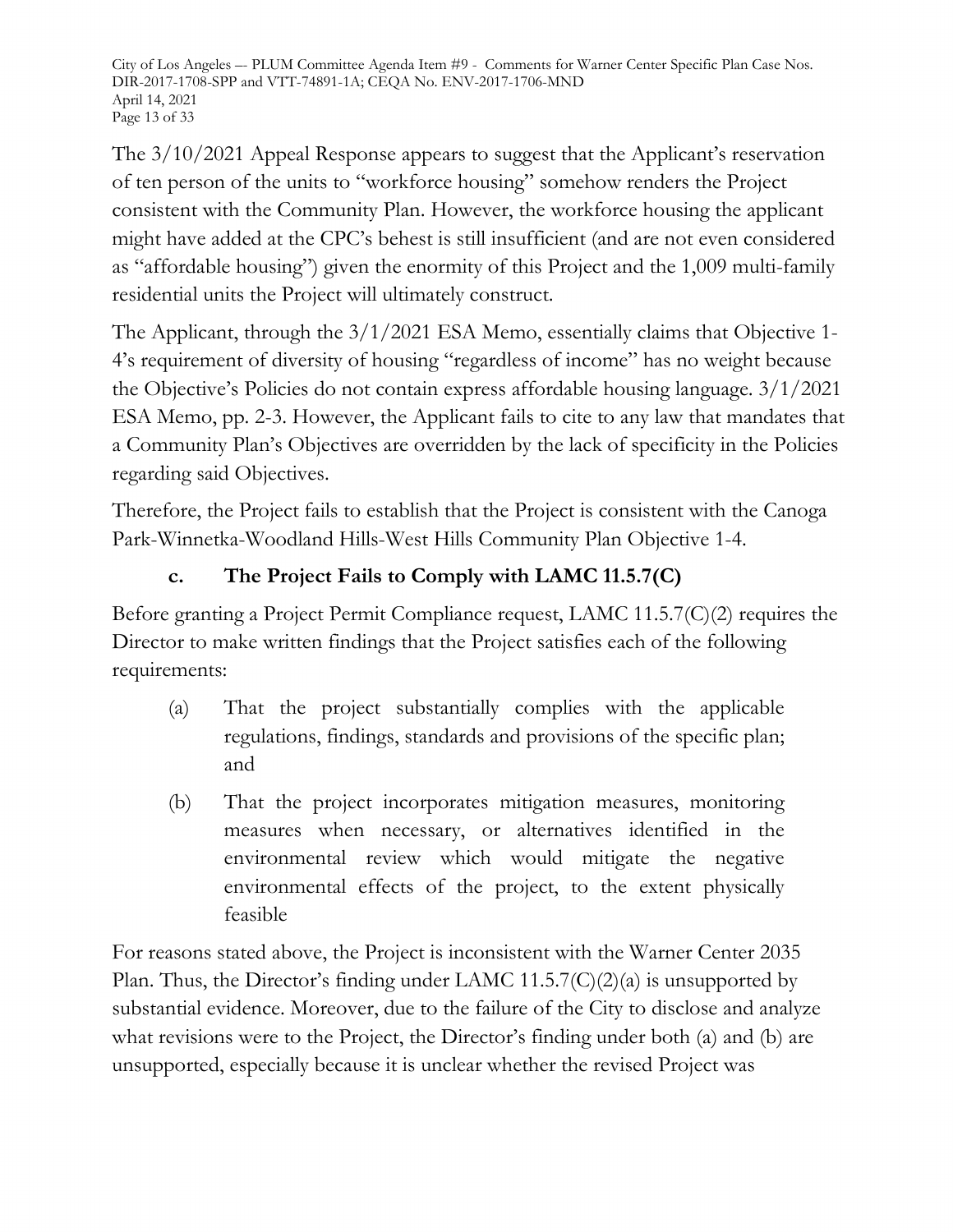The 3/10/2021 Appeal Response appears to suggest that the Applicant's reservation of ten person of the units to "workforce housing" somehow renders the Project consistent with the Community Plan. However, the workforce housing the applicant might have added at the CPC's behest is still insufficient (and are not even considered as "affordable housing") given the enormity of this Project and the 1,009 multi-family residential units the Project will ultimately construct.

The Applicant, through the 3/1/2021 ESA Memo, essentially claims that Objective 1-4's requirement of diversity of housing "regardless of income" has no weight because the Objective's Policies do not contain express affordable housing language. 3/1/2021 ESA Memo, pp. 2-3. However, the Applicant fails to cite to any law that mandates that a Community Plan's Objectives are overridden by the lack of specificity in the Policies regarding said Objectives.

Therefore, the Project fails to establish that the Project is consistent with the Canoga Park-Winnetka-Woodland Hills-West Hills Community Plan Objective 1-4.

### c. The Project Fails to Comply with LAMC 11.5.7(C)

Before granting a Project Permit Compliance request, LAMC 11.5.7(C)(2) requires the Director to make written findings that the Project satisfies each of the following requirements:

(a) That the project substantially complies with the applicable regulations, findings, standards and provisions of the specific plan; and

(b) That the project incorporates mitigation measures, monitoring measures when necessary, or alternatives identified in the environmental review which would mitigate the negative environmental effects of the project, to the extent physically feasible

For reasons stated above, the Project is inconsistent with the Warner Center 2035 Plan. Thus, the Director's finding under LAMC 11.5.7(C)(2)(a) is unsupported by substantial evidence. Moreover, due to the failure of the City to disclose and analyze what revisions were to the Project, the Director's finding under both (a) and (b) are unsupported, especially because it is unclear whether the revised Project was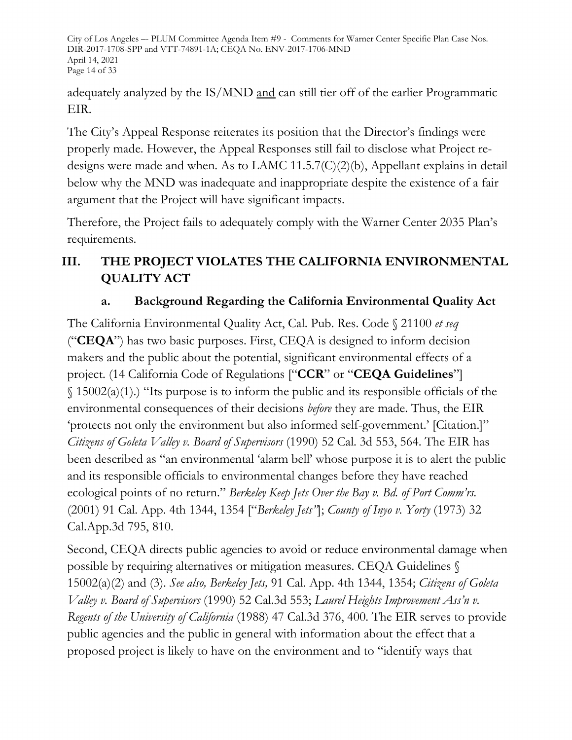adequately analyzed by the IS/MND <u>and</u> can still tier off of the earlier Programmatic EIR.

The City's Appeal Response reiterates its position that the Director's findings were properly made. However, the Appeal Responses still fail to disclose what Project re-designs were made and when. As to LAMC 11.5.7(C)(2)(b), Appellant explains in detail below why the MND was inadequate and inappropriate despite the existence of a fair argument that the Project will have significant impacts.

Therefore, the Project fails to adequately comply with the Warner Center 2035 Plan's requirements.

## III. THE PROJECT VIOLATES THE CALIFORNIA ENVIRONMENTAL QUALITY ACT

### a. Background Regarding the California Environmental Quality Act

The California Environmental Quality Act, Cal. Pub. Res. Code § 21100 *et seq* ("**CEQA**") has two basic purposes. First, CEQA is designed to inform decision makers and the public about the potential, significant environmental effects of a project. (14 California Code of Regulations ["**CCR**" or "**CEQA Guidelines**"] § 15002(a)(1).) "Its purpose is to inform the public and its responsible officials of the environmental consequences of their decisions *before* they are made. Thus, the EIR 'protects not only the environment but also informed self-government.' [Citation.]" *Citizens of Goleta Valley v. Board of Supervisors* (1990) 52 Cal. 3d 553, 564. The EIR has been described as "an environmental 'alarm bell' whose purpose it is to alert the public and its responsible officials to environmental changes before they have reached ecological points of no return." *Berkeley Keep Jets Over the Bay v. Bd. of Port Comm'rs.* (2001) 91 Cal. App. 4th 1344, 1354 ["*Berkeley Jets*"]; *County of Inyo v. Yorty* (1973) 32 Cal.App.3d 795, 810.

Second, CEQA directs public agencies to avoid or reduce environmental damage when possible by requiring alternatives or mitigation measures. CEQA Guidelines § 15002(a)(2) and (3). *See also, Berkeley Jets,* 91 Cal. App. 4th 1344, 1354; *Citizens of Goleta Valley v. Board of Supervisors* (1990) 52 Cal.3d 553; *Laurel Heights Improvement Ass'n v. Regents of the University of California* (1988) 47 Cal.3d 376, 400. The EIR serves to provide public agencies and the public in general with information about the effect that a proposed project is likely to have on the environment and to "identify ways that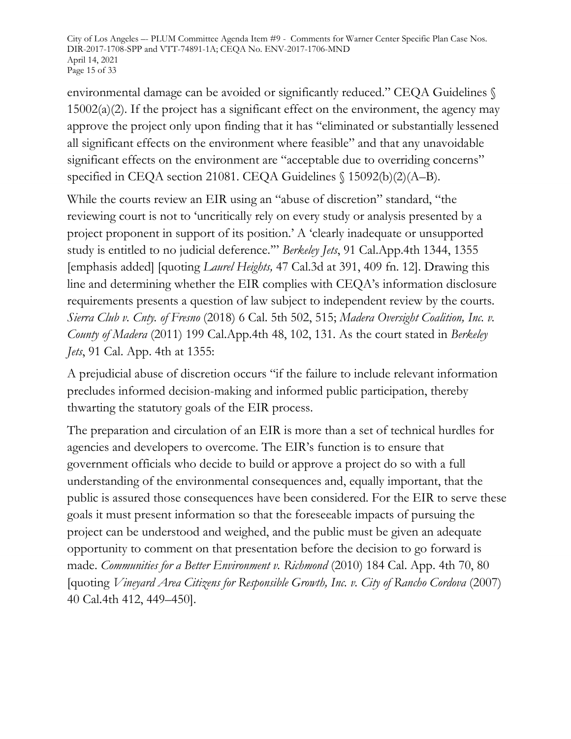environmental damage can be avoided or significantly reduced." CEQA Guidelines § 15002(a)(2). If the project has a significant effect on the environment, the agency may approve the project only upon finding that it has "eliminated or substantially lessened all significant effects on the environment where feasible" and that any unavoidable significant effects on the environment are "acceptable due to overriding concerns" specified in CEQA section 21081. CEQA Guidelines § 15092(b)(2)(A–B).

While the courts review an EIR using an "abuse of discretion" standard, "the reviewing court is not to 'uncritically rely on every study or analysis presented by a project proponent in support of its position.' A 'clearly inadequate or unsupported study is entitled to no judicial deference.'" *Berkeley Jets*, 91 Cal.App.4th 1344, 1355 [emphasis added] [quoting *Laurel Heights,* 47 Cal.3d at 391, 409 fn. 12]. Drawing this line and determining whether the EIR complies with CEQA's information disclosure requirements presents a question of law subject to independent review by the courts. *Sierra Club v. Cnty. of Fresno* (2018) 6 Cal. 5th 502, 515; *Madera Oversight Coalition, Inc. v. County of Madera* (2011) 199 Cal.App.4th 48, 102, 131. As the court stated in *Berkeley Jets*, 91 Cal. App. 4th at 1355:

A prejudicial abuse of discretion occurs "if the failure to include relevant information precludes informed decision-making and informed public participation, thereby thwarting the statutory goals of the EIR process.

The preparation and circulation of an EIR is more than a set of technical hurdles for agencies and developers to overcome. The EIR's function is to ensure that government officials who decide to build or approve a project do so with a full understanding of the environmental consequences and, equally important, that the public is assured those consequences have been considered. For the EIR to serve these goals it must present information so that the foreseeable impacts of pursuing the project can be understood and weighed, and the public must be given an adequate opportunity to comment on that presentation before the decision to go forward is made. *Communities for a Better Environment v. Richmond* (2010) 184 Cal. App. 4th 70, 80 [quoting *Vineyard Area Citizens for Responsible Growth, Inc. v. City of Rancho Cordova* (2007) 40 Cal.4th 412, 449–450].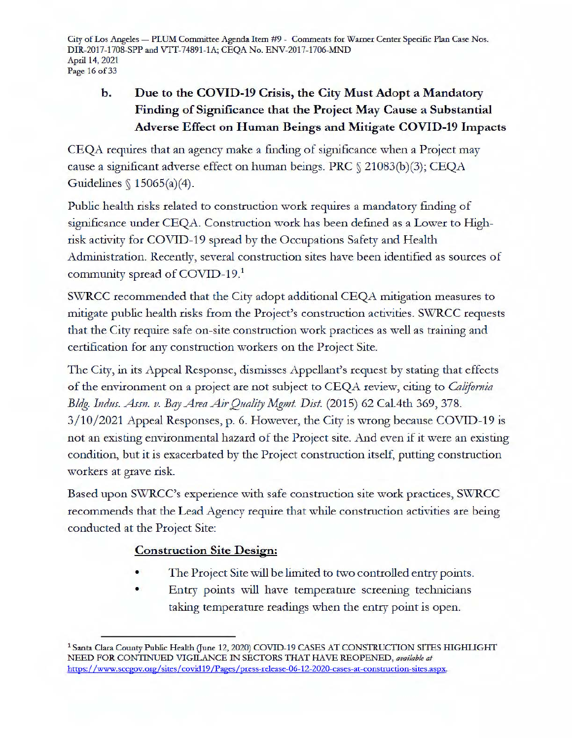### b. Due to the COVID-19 Crisis, the City Must Adopt a Mandatory Finding of Significance that the Project May Cause a Substantial Adverse Effect on Human Beings and Mitigate COVID-19 Impacts

CEQA requires that an agency make a finding of significance when a Project may cause a significant adverse effect on human beings. PRC § 21083(b)(3); CEQA Guidelines § 15065(a)(4).

Public health risks related to construction work requires a mandatory finding of significance under CEQA. Construction work has been defined as a Lower to High-risk activity for COVID-19 spread by the Occupations Safety and Health Administration. Recently, several construction sites have been identified as sources of community spread of COVID-19.[1]

SWRCC recommended that the City adopt additional CEQA mitigation measures to mitigate public health risks from the Project's construction activities. SWRCC requests that the City require safe on-site construction work practices as well as training and certification for any construction workers on the Project Site.

The City, in its Appeal Response, dismisses Appellant's request by stating that effects of the environment on a project are not subject to CEQA review, citing to *California Bldg. Indus. Assn. v. Bay Area Air Quality Mgmt. Dist.* (2015) 62 Cal.4th 369, 378. 3/10/2021 Appeal Responses, p. 6. However, the City is wrong because COVID-19 is not an existing environmental hazard of the Project site. And even if it were an existing condition, but it is exacerbated by the Project construction itself, putting construction workers at grave risk.

Based upon SWRCC's experience with safe construction site work practices, SWRCC recommends that the Lead Agency require that while construction activities are being conducted at the Project Site:

**<u>Construction Site Design:</u>**

- The Project Site will be limited to two controlled entry points.
- Entry points will have temperature screening technicians taking temperature readings when the entry point is open.

---

[1] Santa Clara County Public Health (June 12, 2020) COVID-19 CASES AT CONSTRUCTION SITES HIGHLIGHT NEED FOR CONTINUED VIGILANCE IN SECTORS THAT HAVE REOPENED, *available at* https://www.sccgov.org/sites/covid19/Pages/press-release-06-12-2020-cases-at-construction-sites.aspx.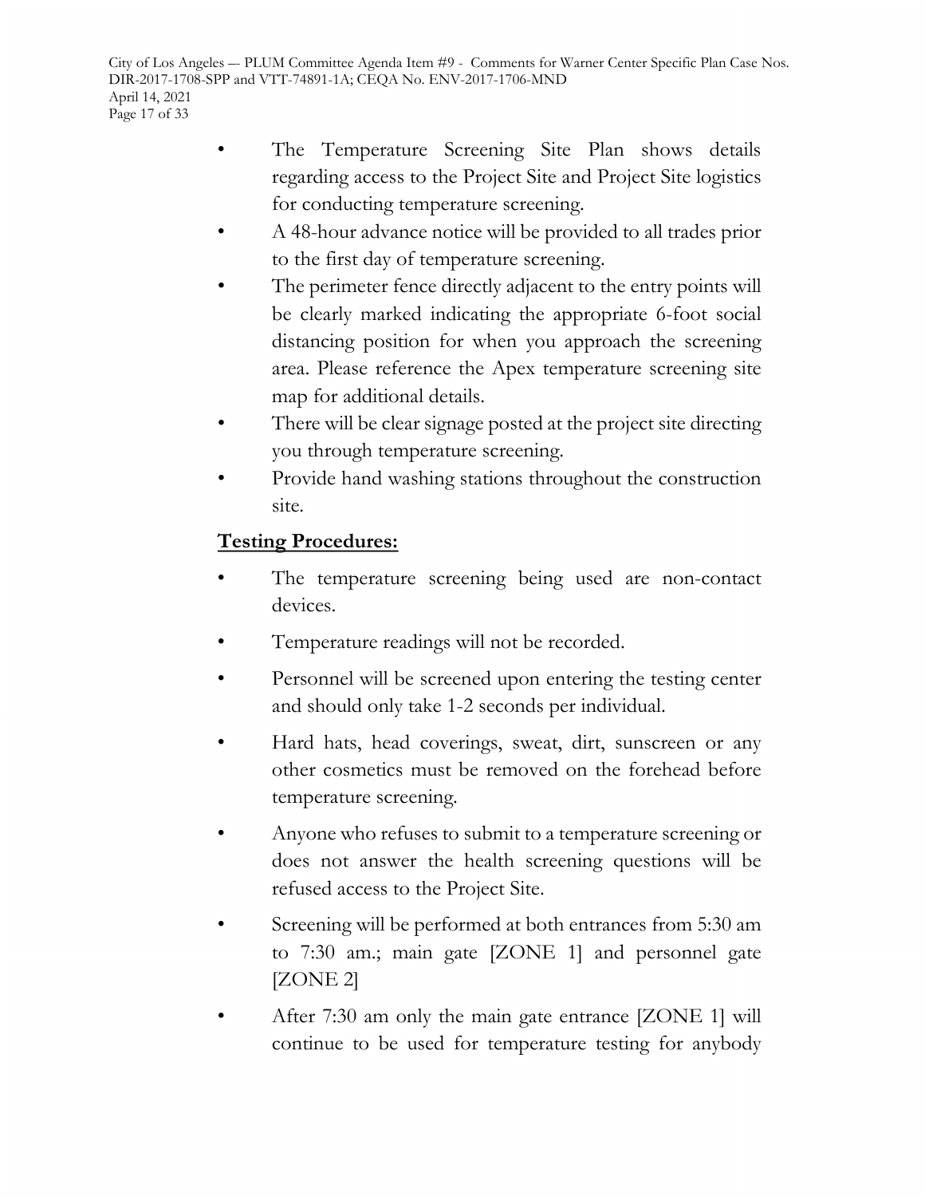- The Temperature Screening Site Plan shows details regarding access to the Project Site and Project Site logistics for conducting temperature screening.
- A 48-hour advance notice will be provided to all trades prior to the first day of temperature screening.
- The perimeter fence directly adjacent to the entry points will be clearly marked indicating the appropriate 6-foot social distancing position for when you approach the screening area. Please reference the Apex temperature screening site map for additional details.
- There will be clear signage posted at the project site directing you through temperature screening.
- Provide hand washing stations throughout the construction site.

**Testing Procedures:**

- The temperature screening being used are non-contact devices.
- Temperature readings will not be recorded.
- Personnel will be screened upon entering the testing center and should only take 1-2 seconds per individual.
- Hard hats, head coverings, sweat, dirt, sunscreen or any other cosmetics must be removed on the forehead before temperature screening.
- Anyone who refuses to submit to a temperature screening or does not answer the health screening questions will be refused access to the Project Site.
- Screening will be performed at both entrances from 5:30 am to 7:30 am.; main gate [ZONE 1] and personnel gate [ZONE 2]
- After 7:30 am only the main gate entrance [ZONE 1] will continue to be used for temperature testing for anybody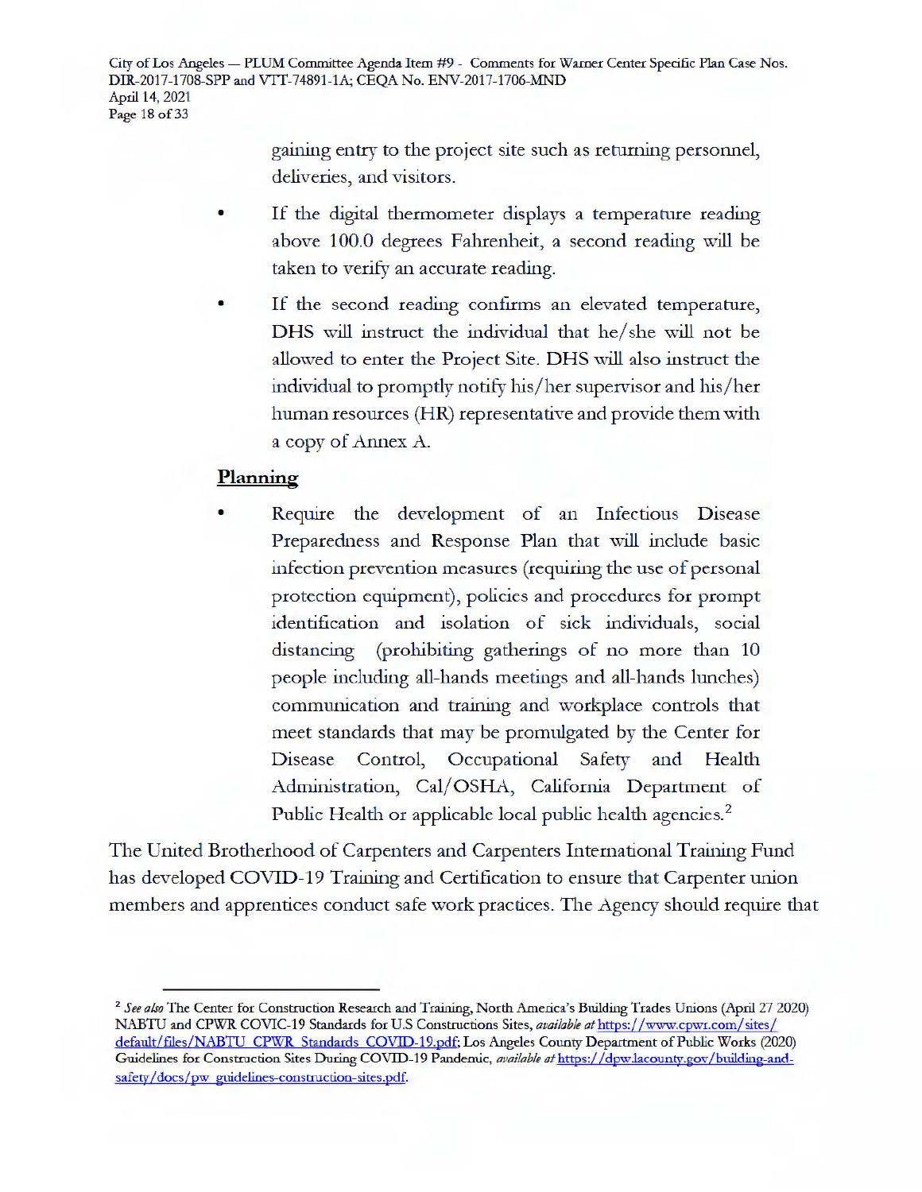gaining entry to the project site such as returning personnel, deliveries, and visitors.

- If the digital thermometer displays a temperature reading above 100.0 degrees Fahrenheit, a second reading will be taken to verify an accurate reading.
- If the second reading confirms an elevated temperature, DHS will instruct the individual that he/she will not be allowed to enter the Project Site. DHS will also instruct the individual to promptly notify his/her supervisor and his/her human resources (HR) representative and provide them with a copy of Annex A.

**Planning**

- Require the development of an Infectious Disease Preparedness and Response Plan that will include basic infection prevention measures (requiring the use of personal protection equipment), policies and procedures for prompt identification and isolation of sick individuals, social distancing (prohibiting gatherings of no more than 10 people including all-hands meetings and all-hands lunches) communication and training and workplace controls that meet standards that may be promulgated by the Center for Disease Control, Occupational Safety and Health Administration, Cal/OSHA, California Department of Public Health or applicable local public health agencies.[2]

The United Brotherhood of Carpenters and Carpenters International Training Fund has developed COVID-19 Training and Certification to ensure that Carpenter union members and apprentices conduct safe work practices. The Agency should require that

---

[2] *See also* The Center for Construction Research and Training, North America's Building Trades Unions (April 27 2020) NABTU and CPWR COVIC-19 Standards for U.S Constructions Sites, *available at* https://www.cpwr.com/sites/default/files/NABTU_CPWR_Standards_COVID-19.pdf; Los Angeles County Department of Public Works (2020) Guidelines for Construction Sites During COVID-19 Pandemic, *available at* https://dpw.lacounty.gov/building-and-safety/docs/pw_guidelines-construction-sites.pdf.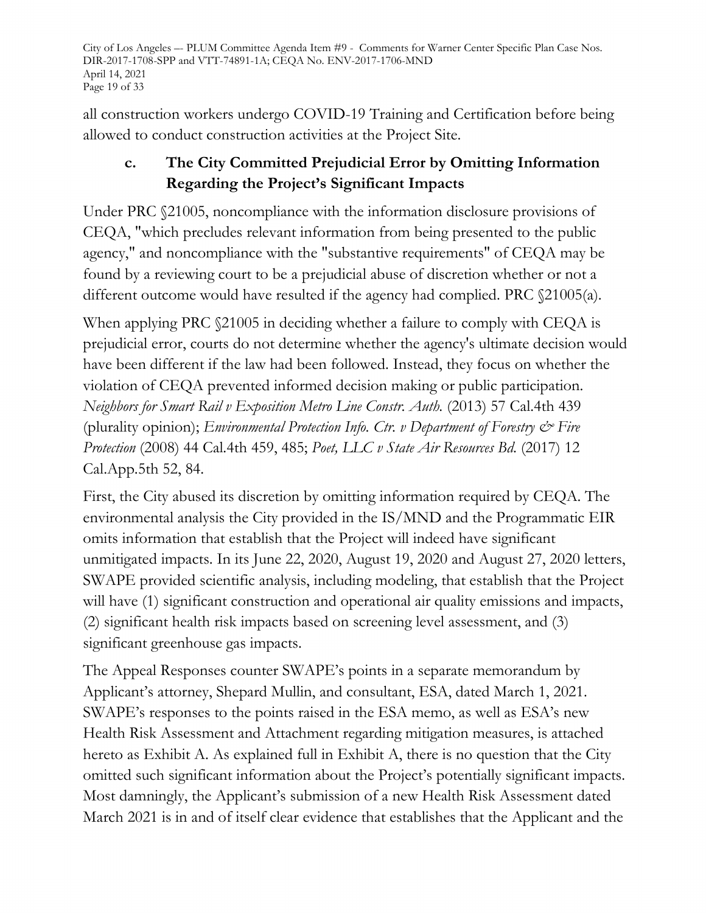all construction workers undergo COVID-19 Training and Certification before being allowed to conduct construction activities at the Project Site.

### c. The City Committed Prejudicial Error by Omitting Information Regarding the Project's Significant Impacts

Under PRC §21005, noncompliance with the information disclosure provisions of CEQA, "which precludes relevant information from being presented to the public agency," and noncompliance with the "substantive requirements" of CEQA may be found by a reviewing court to be a prejudicial abuse of discretion whether or not a different outcome would have resulted if the agency had complied. PRC §21005(a).

When applying PRC §21005 in deciding whether a failure to comply with CEQA is prejudicial error, courts do not determine whether the agency's ultimate decision would have been different if the law had been followed. Instead, they focus on whether the violation of CEQA prevented informed decision making or public participation. *Neighbors for Smart Rail v Exposition Metro Line Constr. Auth.* (2013) 57 Cal.4th 439 (plurality opinion); *Environmental Protection Info. Ctr. v Department of Forestry & Fire Protection* (2008) 44 Cal.4th 459, 485; *Poet, LLC v State Air Resources Bd.* (2017) 12 Cal.App.5th 52, 84.

First, the City abused its discretion by omitting information required by CEQA. The environmental analysis the City provided in the IS/MND and the Programmatic EIR omits information that establish that the Project will indeed have significant unmitigated impacts. In its June 22, 2020, August 19, 2020 and August 27, 2020 letters, SWAPE provided scientific analysis, including modeling, that establish that the Project will have (1) significant construction and operational air quality emissions and impacts, (2) significant health risk impacts based on screening level assessment, and (3) significant greenhouse gas impacts.

The Appeal Responses counter SWAPE's points in a separate memorandum by Applicant's attorney, Shepard Mullin, and consultant, ESA, dated March 1, 2021. SWAPE's responses to the points raised in the ESA memo, as well as ESA's new Health Risk Assessment and Attachment regarding mitigation measures, is attached hereto as Exhibit A. As explained full in Exhibit A, there is no question that the City omitted such significant information about the Project's potentially significant impacts. Most damningly, the Applicant's submission of a new Health Risk Assessment dated March 2021 is in and of itself clear evidence that establishes that the Applicant and the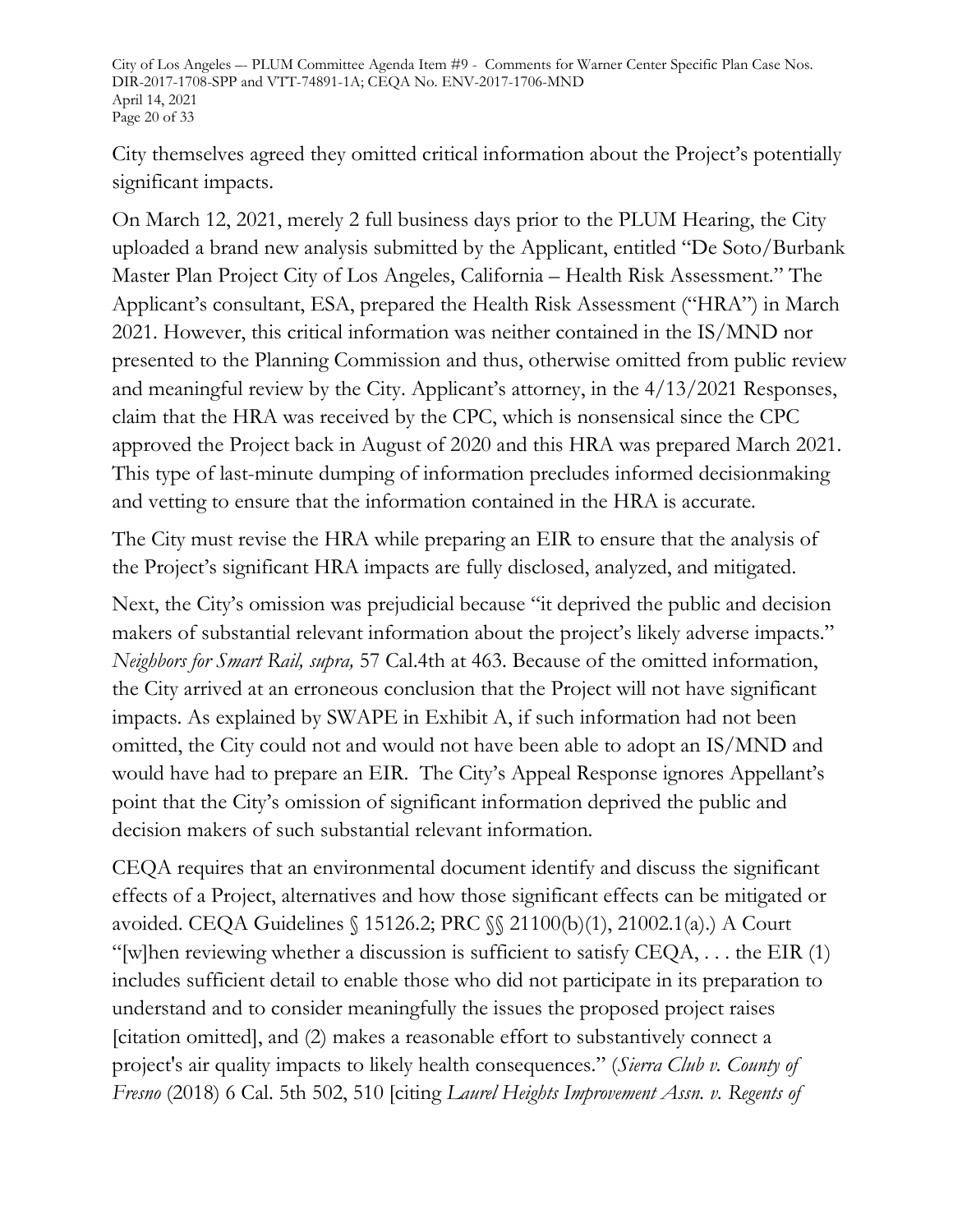City themselves agreed they omitted critical information about the Project's potentially significant impacts.

On March 12, 2021, merely 2 full business days prior to the PLUM Hearing, the City uploaded a brand new analysis submitted by the Applicant, entitled "De Soto/Burbank Master Plan Project City of Los Angeles, California – Health Risk Assessment." The Applicant's consultant, ESA, prepared the Health Risk Assessment ("HRA") in March 2021. However, this critical information was neither contained in the IS/MND nor presented to the Planning Commission and thus, otherwise omitted from public review and meaningful review by the City. Applicant's attorney, in the 4/13/2021 Responses, claim that the HRA was received by the CPC, which is nonsensical since the CPC approved the Project back in August of 2020 and this HRA was prepared March 2021. This type of last-minute dumping of information precludes informed decisionmaking and vetting to ensure that the information contained in the HRA is accurate.

The City must revise the HRA while preparing an EIR to ensure that the analysis of the Project's significant HRA impacts are fully disclosed, analyzed, and mitigated.

Next, the City's omission was prejudicial because "it deprived the public and decision makers of substantial relevant information about the project's likely adverse impacts." *Neighbors for Smart Rail, supra,* 57 Cal.4th at 463. Because of the omitted information, the City arrived at an erroneous conclusion that the Project will not have significant impacts. As explained by SWAPE in Exhibit A, if such information had not been omitted, the City could not and would not have been able to adopt an IS/MND and would have had to prepare an EIR. The City's Appeal Response ignores Appellant's point that the City's omission of significant information deprived the public and decision makers of such substantial relevant information.

CEQA requires that an environmental document identify and discuss the significant effects of a Project, alternatives and how those significant effects can be mitigated or avoided. CEQA Guidelines § 15126.2; PRC §§ 21100(b)(1), 21002.1(a).) A Court "[w]hen reviewing whether a discussion is sufficient to satisfy CEQA, . . . the EIR (1) includes sufficient detail to enable those who did not participate in its preparation to understand and to consider meaningfully the issues the proposed project raises [citation omitted], and (2) makes a reasonable effort to substantively connect a project's air quality impacts to likely health consequences." (*Sierra Club v. County of Fresno* (2018) 6 Cal. 5th 502, 510 [citing *Laurel Heights Improvement Assn. v. Regents of*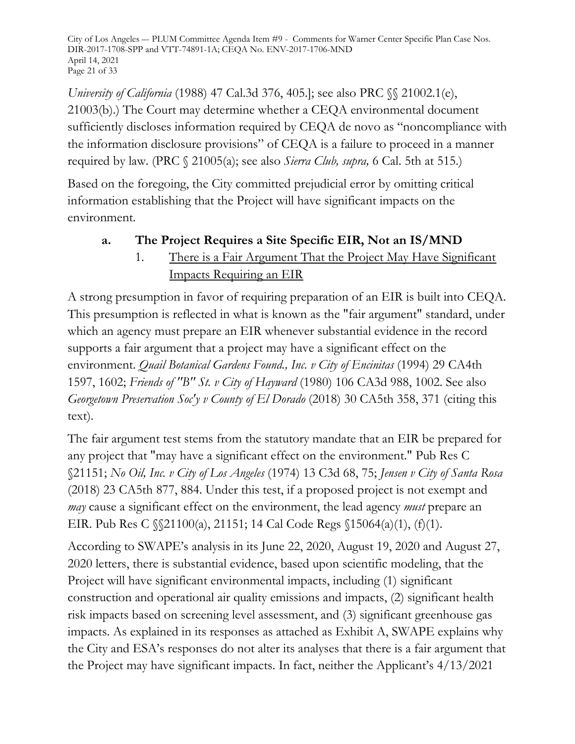*University of California* (1988) 47 Cal.3d 376, 405.]; see also PRC §§ 21002.1(e), 21003(b).) The Court may determine whether a CEQA environmental document sufficiently discloses information required by CEQA de novo as "noncompliance with the information disclosure provisions" of CEQA is a failure to proceed in a manner required by law. (PRC § 21005(a); see also *Sierra Club, supra,* 6 Cal. 5th at 515.)

Based on the foregoing, the City committed prejudicial error by omitting critical information establishing that the Project will have significant impacts on the environment.

### a. The Project Requires a Site Specific EIR, Not an IS/MND

#### 1. <u>There is a Fair Argument That the Project May Have Significant Impacts Requiring an EIR</u>

A strong presumption in favor of requiring preparation of an EIR is built into CEQA. This presumption is reflected in what is known as the "fair argument" standard, under which an agency must prepare an EIR whenever substantial evidence in the record supports a fair argument that a project may have a significant effect on the environment. *Quail Botanical Gardens Found., Inc. v City of Encinitas* (1994) 29 CA4th 1597, 1602; *Friends of "B" St. v City of Hayward* (1980) 106 CA3d 988, 1002. See also *Georgetown Preservation Soc'y v County of El Dorado* (2018) 30 CA5th 358, 371 (citing this text).

The fair argument test stems from the statutory mandate that an EIR be prepared for any project that "may have a significant effect on the environment." Pub Res C §21151; *No Oil, Inc. v City of Los Angeles* (1974) 13 C3d 68, 75; *Jensen v City of Santa Rosa* (2018) 23 CA5th 877, 884. Under this test, if a proposed project is not exempt and *may* cause a significant effect on the environment, the lead agency *must* prepare an EIR. Pub Res C §§21100(a), 21151; 14 Cal Code Regs §15064(a)(1), (f)(1).

According to SWAPE's analysis in its June 22, 2020, August 19, 2020 and August 27, 2020 letters, there is substantial evidence, based upon scientific modeling, that the Project will have significant environmental impacts, including (1) significant construction and operational air quality emissions and impacts, (2) significant health risk impacts based on screening level assessment, and (3) significant greenhouse gas impacts. As explained in its responses as attached as Exhibit A, SWAPE explains why the City and ESA's responses do not alter its analyses that there is a fair argument that the Project may have significant impacts. In fact, neither the Applicant's 4/13/2021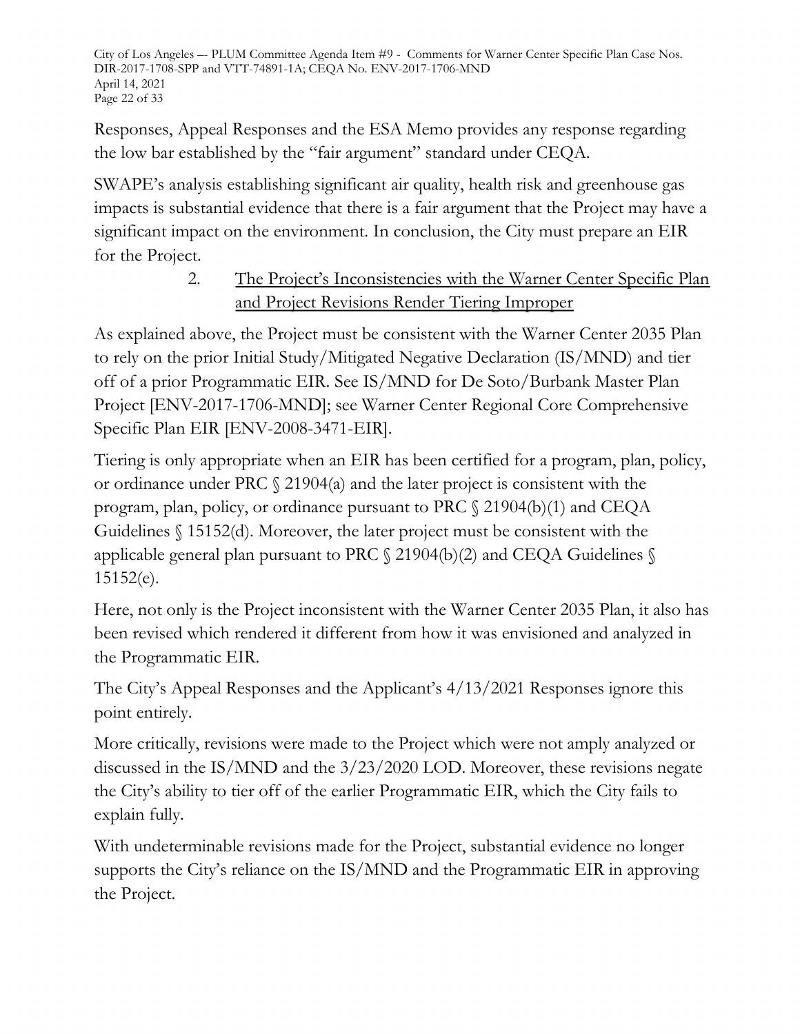Responses, Appeal Responses and the ESA Memo provides any response regarding the low bar established by the "fair argument" standard under CEQA.

SWAPE's analysis establishing significant air quality, health risk and greenhouse gas impacts is substantial evidence that there is a fair argument that the Project may have a significant impact on the environment. In conclusion, the City must prepare an EIR for the Project.

2. <u>The Project's Inconsistencies with the Warner Center Specific Plan and Project Revisions Render Tiering Improper</u>

As explained above, the Project must be consistent with the Warner Center 2035 Plan to rely on the prior Initial Study/Mitigated Negative Declaration (IS/MND) and tier off of a prior Programmatic EIR. See IS/MND for De Soto/Burbank Master Plan Project [ENV-2017-1706-MND]; see Warner Center Regional Core Comprehensive Specific Plan EIR [ENV-2008-3471-EIR].

Tiering is only appropriate when an EIR has been certified for a program, plan, policy, or ordinance under PRC § 21904(a) and the later project is consistent with the program, plan, policy, or ordinance pursuant to PRC § 21904(b)(1) and CEQA Guidelines § 15152(d). Moreover, the later project must be consistent with the applicable general plan pursuant to PRC § 21904(b)(2) and CEQA Guidelines § 15152(e).

Here, not only is the Project inconsistent with the Warner Center 2035 Plan, it also has been revised which rendered it different from how it was envisioned and analyzed in the Programmatic EIR.

The City's Appeal Responses and the Applicant's 4/13/2021 Responses ignore this point entirely.

More critically, revisions were made to the Project which were not amply analyzed or discussed in the IS/MND and the 3/23/2020 LOD. Moreover, these revisions negate the City's ability to tier off of the earlier Programmatic EIR, which the City fails to explain fully.

With undeterminable revisions made for the Project, substantial evidence no longer supports the City's reliance on the IS/MND and the Programmatic EIR in approving the Project.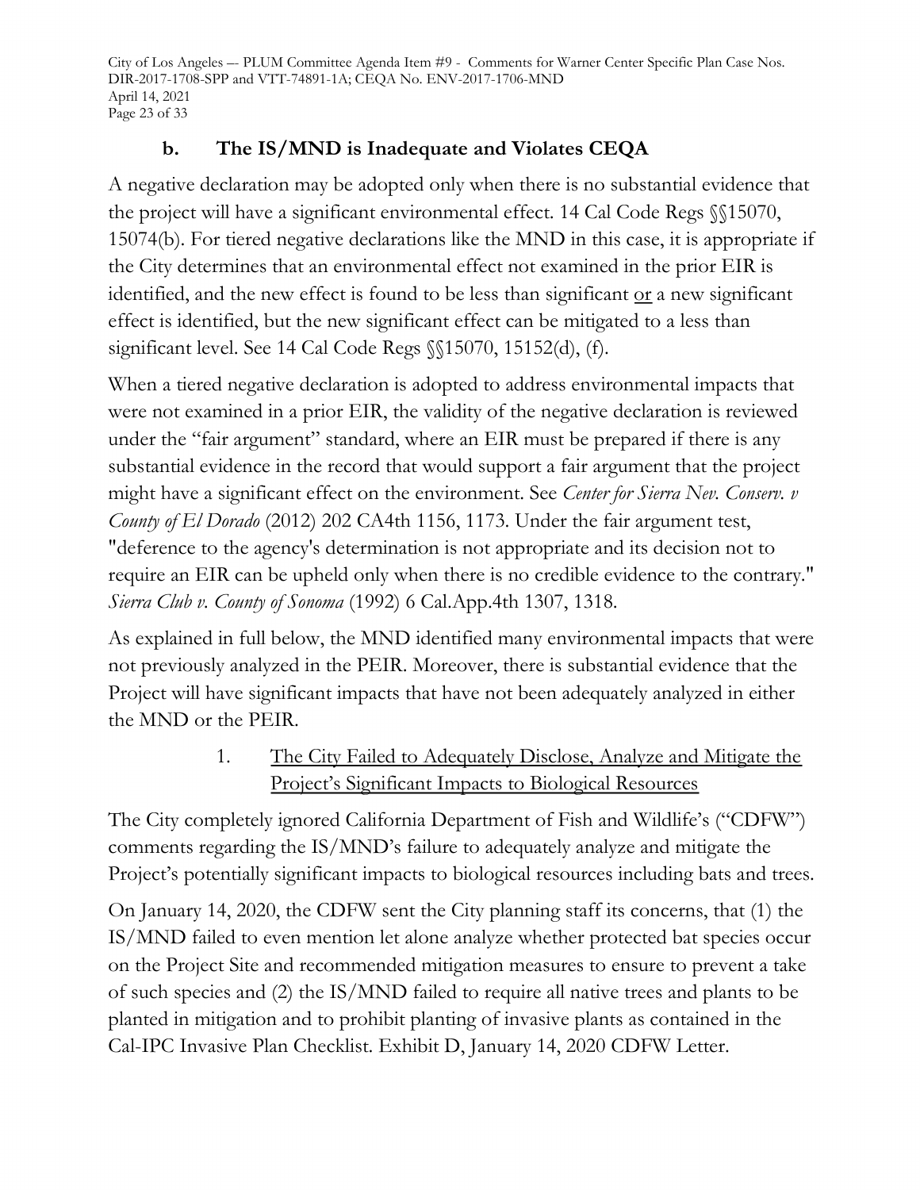### b. The IS/MND is Inadequate and Violates CEQA

A negative declaration may be adopted only when there is no substantial evidence that the project will have a significant environmental effect. 14 Cal Code Regs §§15070, 15074(b). For tiered negative declarations like the MND in this case, it is appropriate if the City determines that an environmental effect not examined in the prior EIR is identified, and the new effect is found to be less than significant <u>or</u> a new significant effect is identified, but the new significant effect can be mitigated to a less than significant level. See 14 Cal Code Regs §§15070, 15152(d), (f).

When a tiered negative declaration is adopted to address environmental impacts that were not examined in a prior EIR, the validity of the negative declaration is reviewed under the "fair argument" standard, where an EIR must be prepared if there is any substantial evidence in the record that would support a fair argument that the project might have a significant effect on the environment. See *Center for Sierra Nev. Conserv. v County of El Dorado* (2012) 202 CA4th 1156, 1173. Under the fair argument test, "deference to the agency's determination is not appropriate and its decision not to require an EIR can be upheld only when there is no credible evidence to the contrary." *Sierra Club v. County of Sonoma* (1992) 6 Cal.App.4th 1307, 1318.

As explained in full below, the MND identified many environmental impacts that were not previously analyzed in the PEIR. Moreover, there is substantial evidence that the Project will have significant impacts that have not been adequately analyzed in either the MND or the PEIR.

#### 1. <u>The City Failed to Adequately Disclose, Analyze and Mitigate the Project's Significant Impacts to Biological Resources</u>

The City completely ignored California Department of Fish and Wildlife's ("CDFW") comments regarding the IS/MND's failure to adequately analyze and mitigate the Project's potentially significant impacts to biological resources including bats and trees.

On January 14, 2020, the CDFW sent the City planning staff its concerns, that (1) the IS/MND failed to even mention let alone analyze whether protected bat species occur on the Project Site and recommended mitigation measures to ensure to prevent a take of such species and (2) the IS/MND failed to require all native trees and plants to be planted in mitigation and to prohibit planting of invasive plants as contained in the Cal-IPC Invasive Plan Checklist. Exhibit D, January 14, 2020 CDFW Letter.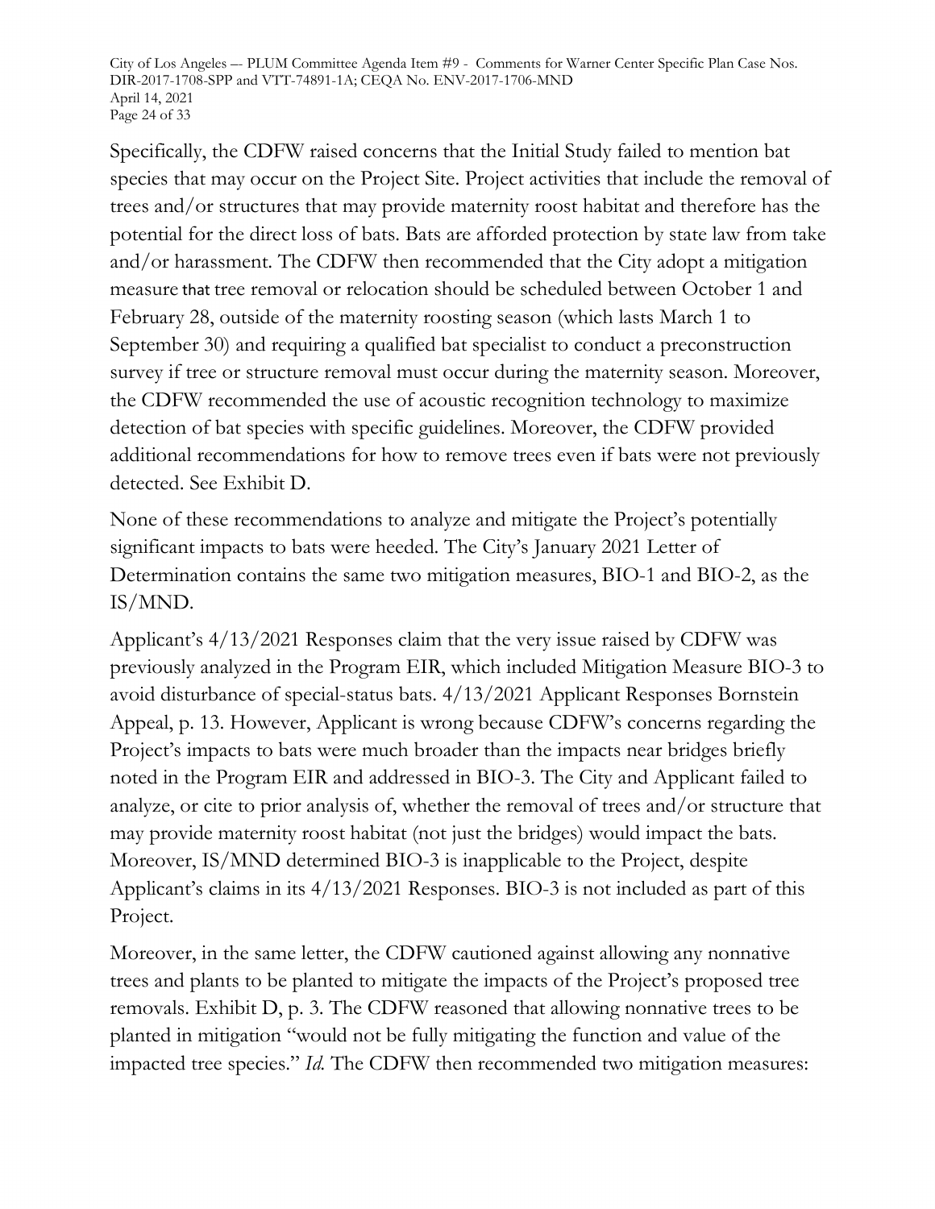Specifically, the CDFW raised concerns that the Initial Study failed to mention bat species that may occur on the Project Site. Project activities that include the removal of trees and/or structures that may provide maternity roost habitat and therefore has the potential for the direct loss of bats. Bats are afforded protection by state law from take and/or harassment. The CDFW then recommended that the City adopt a mitigation measure that tree removal or relocation should be scheduled between October 1 and February 28, outside of the maternity roosting season (which lasts March 1 to September 30) and requiring a qualified bat specialist to conduct a preconstruction survey if tree or structure removal must occur during the maternity season. Moreover, the CDFW recommended the use of acoustic recognition technology to maximize detection of bat species with specific guidelines. Moreover, the CDFW provided additional recommendations for how to remove trees even if bats were not previously detected. See Exhibit D.

None of these recommendations to analyze and mitigate the Project's potentially significant impacts to bats were heeded. The City's January 2021 Letter of Determination contains the same two mitigation measures, BIO-1 and BIO-2, as the IS/MND.

Applicant's 4/13/2021 Responses claim that the very issue raised by CDFW was previously analyzed in the Program EIR, which included Mitigation Measure BIO-3 to avoid disturbance of special-status bats. 4/13/2021 Applicant Responses Bornstein Appeal, p. 13. However, Applicant is wrong because CDFW's concerns regarding the Project's impacts to bats were much broader than the impacts near bridges briefly noted in the Program EIR and addressed in BIO-3. The City and Applicant failed to analyze, or cite to prior analysis of, whether the removal of trees and/or structure that may provide maternity roost habitat (not just the bridges) would impact the bats. Moreover, IS/MND determined BIO-3 is inapplicable to the Project, despite Applicant's claims in its 4/13/2021 Responses. BIO-3 is not included as part of this Project.

Moreover, in the same letter, the CDFW cautioned against allowing any nonnative trees and plants to be planted to mitigate the impacts of the Project's proposed tree removals. Exhibit D, p. 3. The CDFW reasoned that allowing nonnative trees to be planted in mitigation "would not be fully mitigating the function and value of the impacted tree species." *Id.* The CDFW then recommended two mitigation measures: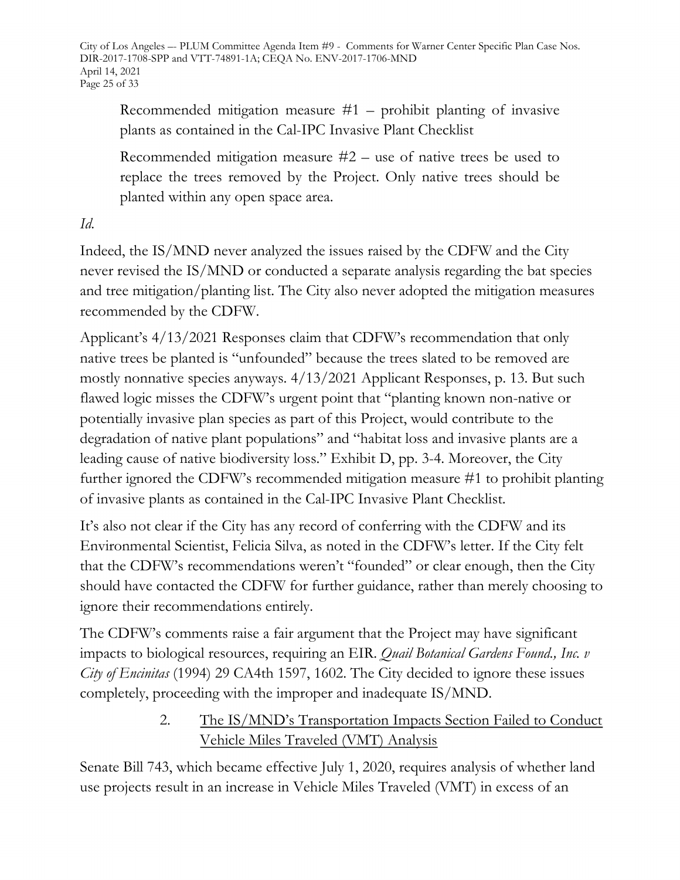> Recommended mitigation measure #1 – prohibit planting of invasive plants as contained in the Cal-IPC Invasive Plant Checklist
>
> Recommended mitigation measure #2 – use of native trees be used to replace the trees removed by the Project. Only native trees should be planted within any open space area.

*Id.*

Indeed, the IS/MND never analyzed the issues raised by the CDFW and the City never revised the IS/MND or conducted a separate analysis regarding the bat species and tree mitigation/planting list. The City also never adopted the mitigation measures recommended by the CDFW.

Applicant's 4/13/2021 Responses claim that CDFW's recommendation that only native trees be planted is "unfounded" because the trees slated to be removed are mostly nonnative species anyways. 4/13/2021 Applicant Responses, p. 13. But such flawed logic misses the CDFW's urgent point that "planting known non-native or potentially invasive plan species as part of this Project, would contribute to the degradation of native plant populations" and "habitat loss and invasive plants are a leading cause of native biodiversity loss." Exhibit D, pp. 3-4. Moreover, the City further ignored the CDFW's recommended mitigation measure #1 to prohibit planting of invasive plants as contained in the Cal-IPC Invasive Plant Checklist.

It's also not clear if the City has any record of conferring with the CDFW and its Environmental Scientist, Felicia Silva, as noted in the CDFW's letter. If the City felt that the CDFW's recommendations weren't "founded" or clear enough, then the City should have contacted the CDFW for further guidance, rather than merely choosing to ignore their recommendations entirely.

The CDFW's comments raise a fair argument that the Project may have significant impacts to biological resources, requiring an EIR. *Quail Botanical Gardens Found., Inc. v City of Encinitas* (1994) 29 CA4th 1597, 1602. The City decided to ignore these issues completely, proceeding with the improper and inadequate IS/MND.

2. <u>The IS/MND's Transportation Impacts Section Failed to Conduct Vehicle Miles Traveled (VMT) Analysis</u>

Senate Bill 743, which became effective July 1, 2020, requires analysis of whether land use projects result in an increase in Vehicle Miles Traveled (VMT) in excess of an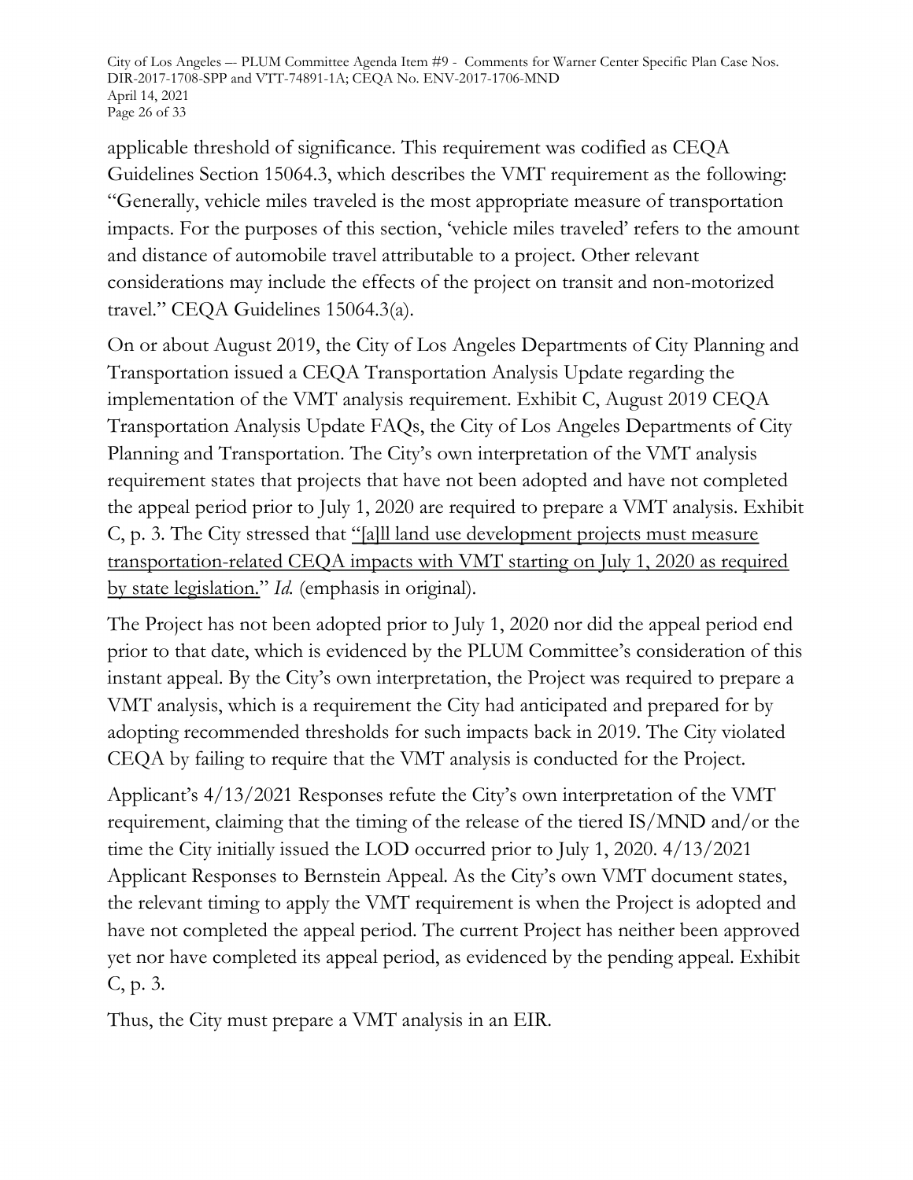applicable threshold of significance. This requirement was codified as CEQA Guidelines Section 15064.3, which describes the VMT requirement as the following: "Generally, vehicle miles traveled is the most appropriate measure of transportation impacts. For the purposes of this section, 'vehicle miles traveled' refers to the amount and distance of automobile travel attributable to a project. Other relevant considerations may include the effects of the project on transit and non-motorized travel." CEQA Guidelines 15064.3(a).

On or about August 2019, the City of Los Angeles Departments of City Planning and Transportation issued a CEQA Transportation Analysis Update regarding the implementation of the VMT analysis requirement. Exhibit C, August 2019 CEQA Transportation Analysis Update FAQs, the City of Los Angeles Departments of City Planning and Transportation. The City's own interpretation of the VMT analysis requirement states that projects that have not been adopted and have not completed the appeal period prior to July 1, 2020 are required to prepare a VMT analysis. Exhibit C, p. 3. The City stressed that <u>"[a]ll land use development projects must measure transportation-related CEQA impacts with VMT starting on July 1, 2020 as required by state legislation."</u> *Id.* (emphasis in original).

The Project has not been adopted prior to July 1, 2020 nor did the appeal period end prior to that date, which is evidenced by the PLUM Committee's consideration of this instant appeal. By the City's own interpretation, the Project was required to prepare a VMT analysis, which is a requirement the City had anticipated and prepared for by adopting recommended thresholds for such impacts back in 2019. The City violated CEQA by failing to require that the VMT analysis is conducted for the Project.

Applicant's 4/13/2021 Responses refute the City's own interpretation of the VMT requirement, claiming that the timing of the release of the tiered IS/MND and/or the time the City initially issued the LOD occurred prior to July 1, 2020. 4/13/2021 Applicant Responses to Bernstein Appeal. As the City's own VMT document states, the relevant timing to apply the VMT requirement is when the Project is adopted and have not completed the appeal period. The current Project has neither been approved yet nor have completed its appeal period, as evidenced by the pending appeal. Exhibit C, p. 3.

Thus, the City must prepare a VMT analysis in an EIR.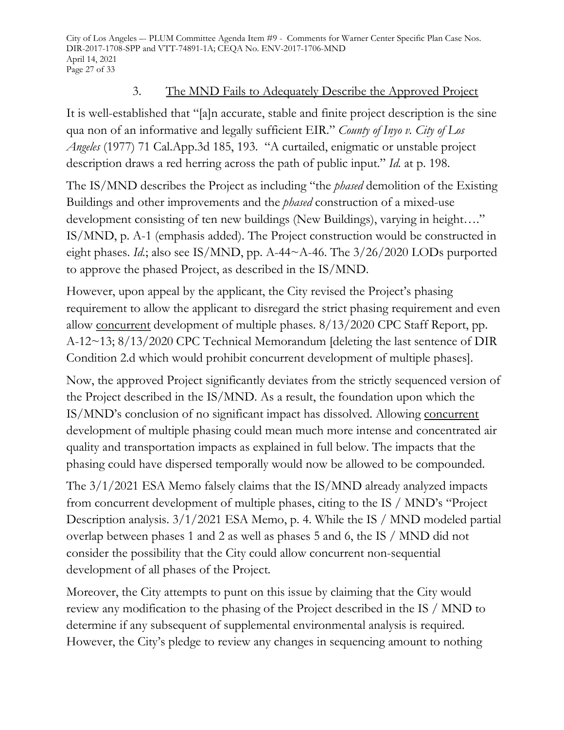### 3. <u>The MND Fails to Adequately Describe the Approved Project</u>

It is well-established that "[a]n accurate, stable and finite project description is the sine qua non of an informative and legally sufficient EIR." *County of Inyo v. City of Los Angeles* (1977) 71 Cal.App.3d 185, 193. "A curtailed, enigmatic or unstable project description draws a red herring across the path of public input." *Id.* at p. 198.

The IS/MND describes the Project as including "the *phased* demolition of the Existing Buildings and other improvements and the *phased* construction of a mixed-use development consisting of ten new buildings (New Buildings), varying in height…." IS/MND, p. A-1 (emphasis added). The Project construction would be constructed in eight phases. *Id.*; also see IS/MND, pp. A-44~A-46. The 3/26/2020 LODs purported to approve the phased Project, as described in the IS/MND.

However, upon appeal by the applicant, the City revised the Project's phasing requirement to allow the applicant to disregard the strict phasing requirement and even allow <u>concurrent</u> development of multiple phases. 8/13/2020 CPC Staff Report, pp. A-12~13; 8/13/2020 CPC Technical Memorandum [deleting the last sentence of DIR Condition 2.d which would prohibit concurrent development of multiple phases].

Now, the approved Project significantly deviates from the strictly sequenced version of the Project described in the IS/MND. As a result, the foundation upon which the IS/MND's conclusion of no significant impact has dissolved. Allowing <u>concurrent</u> development of multiple phasing could mean much more intense and concentrated air quality and transportation impacts as explained in full below. The impacts that the phasing could have dispersed temporally would now be allowed to be compounded.

The 3/1/2021 ESA Memo falsely claims that the IS/MND already analyzed impacts from concurrent development of multiple phases, citing to the IS / MND's "Project Description analysis. 3/1/2021 ESA Memo, p. 4. While the IS / MND modeled partial overlap between phases 1 and 2 as well as phases 5 and 6, the IS / MND did not consider the possibility that the City could allow concurrent non-sequential development of all phases of the Project.

Moreover, the City attempts to punt on this issue by claiming that the City would review any modification to the phasing of the Project described in the IS / MND to determine if any subsequent of supplemental environmental analysis is required. However, the City's pledge to review any changes in sequencing amount to nothing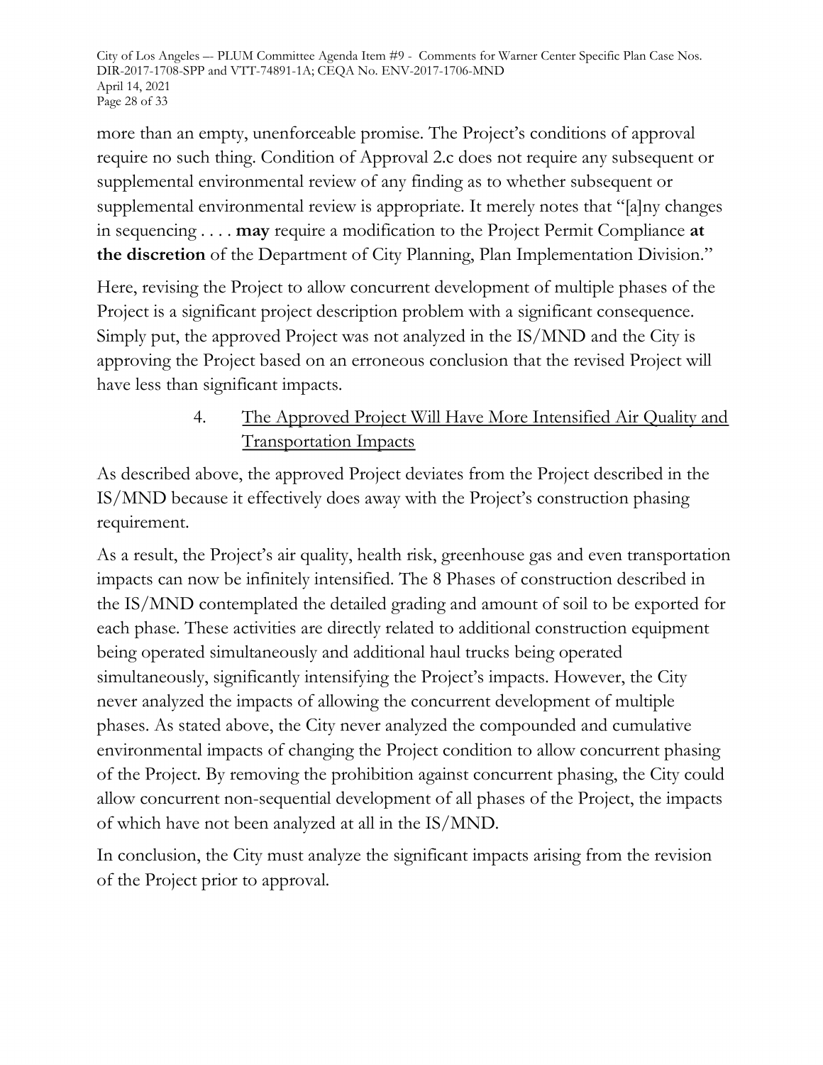more than an empty, unenforceable promise. The Project's conditions of approval require no such thing. Condition of Approval 2.c does not require any subsequent or supplemental environmental review of any finding as to whether subsequent or supplemental environmental review is appropriate. It merely notes that "[a]ny changes in sequencing . . . . **may** require a modification to the Project Permit Compliance **at the discretion** of the Department of City Planning, Plan Implementation Division."

Here, revising the Project to allow concurrent development of multiple phases of the Project is a significant project description problem with a significant consequence. Simply put, the approved Project was not analyzed in the IS/MND and the City is approving the Project based on an erroneous conclusion that the revised Project will have less than significant impacts.

4. <u>The Approved Project Will Have More Intensified Air Quality and Transportation Impacts</u>

As described above, the approved Project deviates from the Project described in the IS/MND because it effectively does away with the Project's construction phasing requirement.

As a result, the Project's air quality, health risk, greenhouse gas and even transportation impacts can now be infinitely intensified. The 8 Phases of construction described in the IS/MND contemplated the detailed grading and amount of soil to be exported for each phase. These activities are directly related to additional construction equipment being operated simultaneously and additional haul trucks being operated simultaneously, significantly intensifying the Project's impacts. However, the City never analyzed the impacts of allowing the concurrent development of multiple phases. As stated above, the City never analyzed the compounded and cumulative environmental impacts of changing the Project condition to allow concurrent phasing of the Project. By removing the prohibition against concurrent phasing, the City could allow concurrent non-sequential development of all phases of the Project, the impacts of which have not been analyzed at all in the IS/MND.

In conclusion, the City must analyze the significant impacts arising from the revision of the Project prior to approval.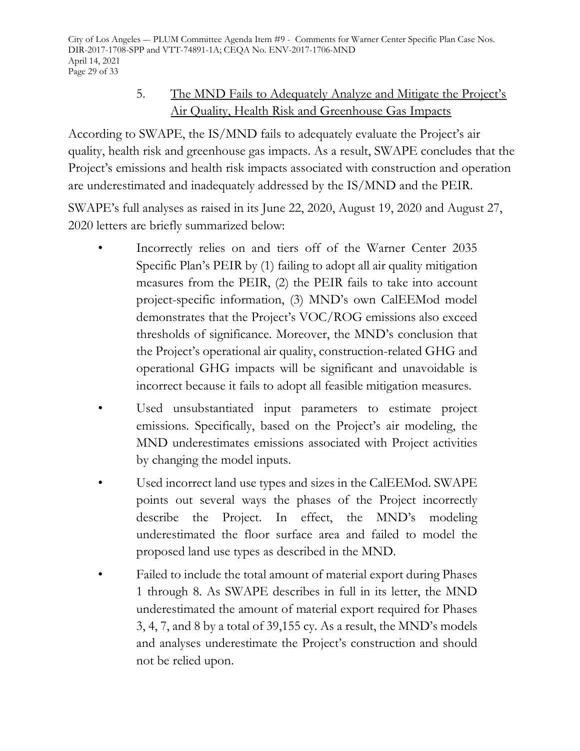## 5. The MND Fails to Adequately Analyze and Mitigate the Project's Air Quality, Health Risk and Greenhouse Gas Impacts

According to SWAPE, the IS/MND fails to adequately evaluate the Project's air quality, health risk and greenhouse gas impacts. As a result, SWAPE concludes that the Project's emissions and health risk impacts associated with construction and operation are underestimated and inadequately addressed by the IS/MND and the PEIR.

SWAPE's full analyses as raised in its June 22, 2020, August 19, 2020 and August 27, 2020 letters are briefly summarized below:

- Incorrectly relies on and tiers off of the Warner Center 2035 Specific Plan's PEIR by (1) failing to adopt all air quality mitigation measures from the PEIR, (2) the PEIR fails to take into account project-specific information, (3) MND's own CalEEMod model demonstrates that the Project's VOC/ROG emissions also exceed thresholds of significance. Moreover, the MND's conclusion that the Project's operational air quality, construction-related GHG and operational GHG impacts will be significant and unavoidable is incorrect because it fails to adopt all feasible mitigation measures.
- Used unsubstantiated input parameters to estimate project emissions. Specifically, based on the Project's air modeling, the MND underestimates emissions associated with Project activities by changing the model inputs.
- Used incorrect land use types and sizes in the CalEEMod. SWAPE points out several ways the phases of the Project incorrectly describe the Project. In effect, the MND's modeling underestimated the floor surface area and failed to model the proposed land use types as described in the MND.
- Failed to include the total amount of material export during Phases 1 through 8. As SWAPE describes in full in its letter, the MND underestimated the amount of material export required for Phases 3, 4, 7, and 8 by a total of 39,155 cy. As a result, the MND's models and analyses underestimate the Project's construction and should not be relied upon.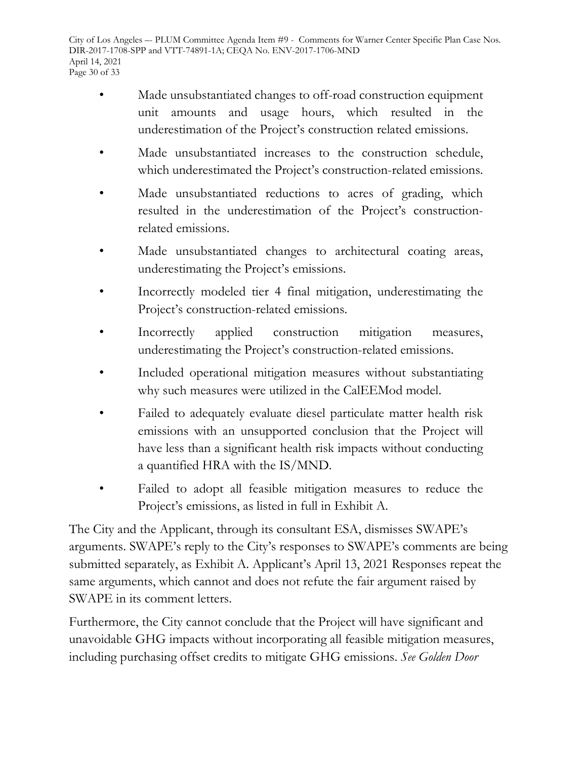- Made unsubstantiated changes to off-road construction equipment unit amounts and usage hours, which resulted in the underestimation of the Project's construction related emissions.
- Made unsubstantiated increases to the construction schedule, which underestimated the Project's construction-related emissions.
- Made unsubstantiated reductions to acres of grading, which resulted in the underestimation of the Project's construction-related emissions.
- Made unsubstantiated changes to architectural coating areas, underestimating the Project's emissions.
- Incorrectly modeled tier 4 final mitigation, underestimating the Project's construction-related emissions.
- Incorrectly applied construction mitigation measures, underestimating the Project's construction-related emissions.
- Included operational mitigation measures without substantiating why such measures were utilized in the CalEEMod model.
- Failed to adequately evaluate diesel particulate matter health risk emissions with an unsupported conclusion that the Project will have less than a significant health risk impacts without conducting a quantified HRA with the IS/MND.
- Failed to adopt all feasible mitigation measures to reduce the Project's emissions, as listed in full in Exhibit A.

The City and the Applicant, through its consultant ESA, dismisses SWAPE's arguments. SWAPE's reply to the City's responses to SWAPE's comments are being submitted separately, as Exhibit A. Applicant's April 13, 2021 Responses repeat the same arguments, which cannot and does not refute the fair argument raised by SWAPE in its comment letters.

Furthermore, the City cannot conclude that the Project will have significant and unavoidable GHG impacts without incorporating all feasible mitigation measures, including purchasing offset credits to mitigate GHG emissions. *See Golden Door*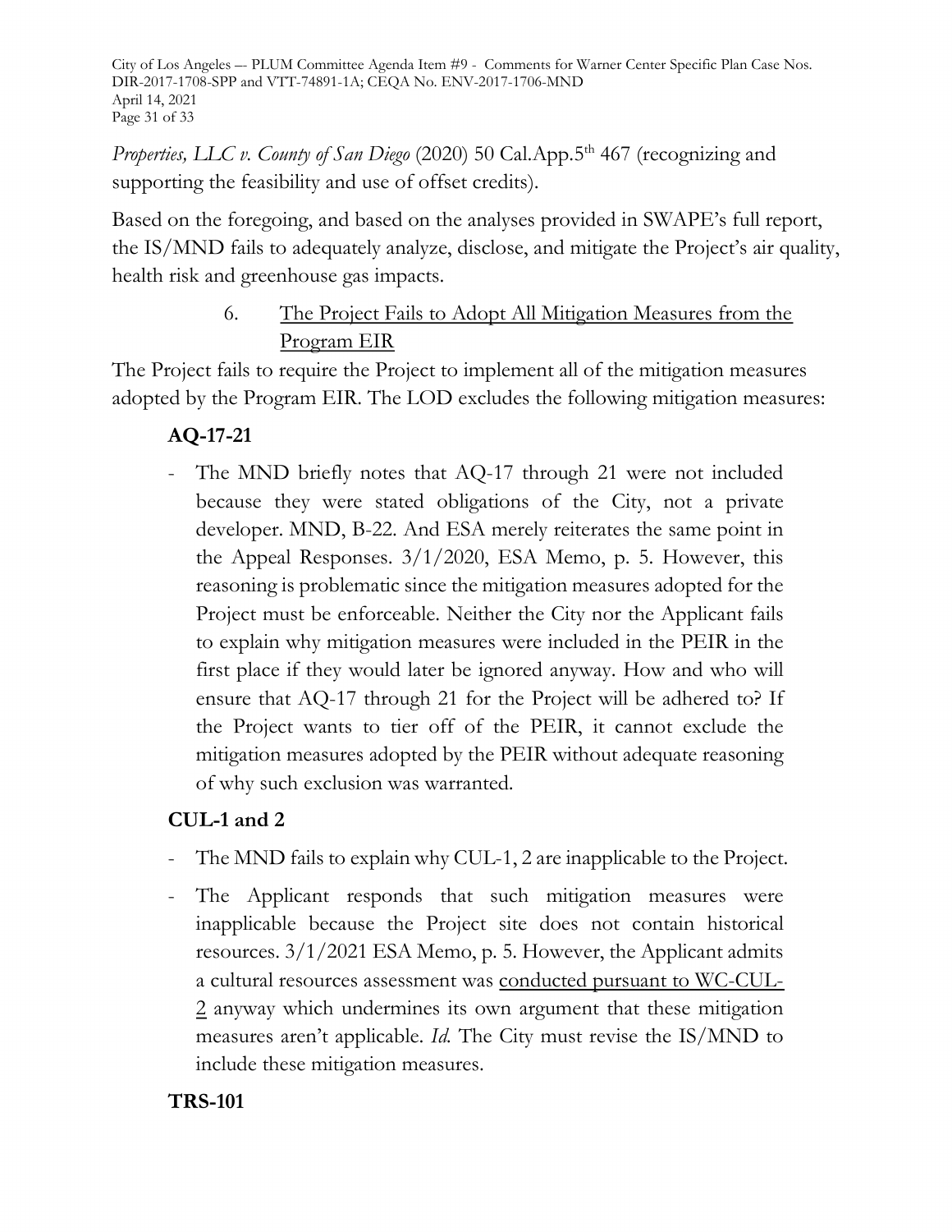*Properties, LLC v. County of San Diego* (2020) 50 Cal.App.5th 467 (recognizing and supporting the feasibility and use of offset credits).

Based on the foregoing, and based on the analyses provided in SWAPE's full report, the IS/MND fails to adequately analyze, disclose, and mitigate the Project's air quality, health risk and greenhouse gas impacts.

6. <u>The Project Fails to Adopt All Mitigation Measures from the Program EIR</u>

The Project fails to require the Project to implement all of the mitigation measures adopted by the Program EIR. The LOD excludes the following mitigation measures:

**AQ-17-21**

- The MND briefly notes that AQ-17 through 21 were not included because they were stated obligations of the City, not a private developer. MND, B-22. And ESA merely reiterates the same point in the Appeal Responses. 3/1/2020, ESA Memo, p. 5. However, this reasoning is problematic since the mitigation measures adopted for the Project must be enforceable. Neither the City nor the Applicant fails to explain why mitigation measures were included in the PEIR in the first place if they would later be ignored anyway. How and who will ensure that AQ-17 through 21 for the Project will be adhered to? If the Project wants to tier off of the PEIR, it cannot exclude the mitigation measures adopted by the PEIR without adequate reasoning of why such exclusion was warranted.

**CUL-1 and 2**

- The MND fails to explain why CUL-1, 2 are inapplicable to the Project.
- The Applicant responds that such mitigation measures were inapplicable because the Project site does not contain historical resources. 3/1/2021 ESA Memo, p. 5. However, the Applicant admits a cultural resources assessment was <u>conducted pursuant to WC-CUL-2</u> anyway which undermines its own argument that these mitigation measures aren't applicable. *Id.* The City must revise the IS/MND to include these mitigation measures.

**TRS-101**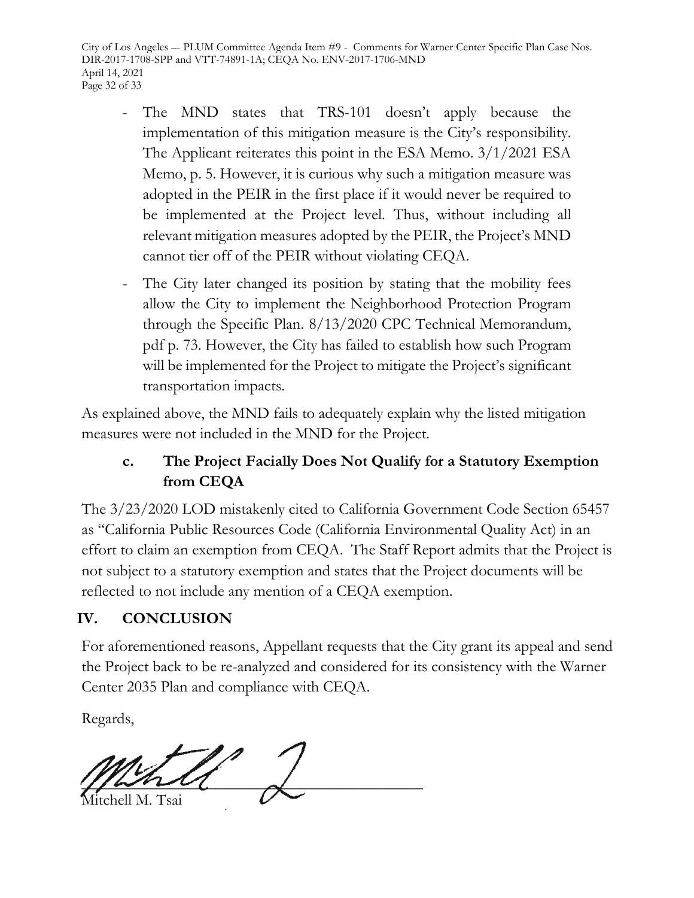- The MND states that TRS-101 doesn't apply because the implementation of this mitigation measure is the City's responsibility. The Applicant reiterates this point in the ESA Memo. 3/1/2021 ESA Memo, p. 5. However, it is curious why such a mitigation measure was adopted in the PEIR in the first place if it would never be required to be implemented at the Project level. Thus, without including all relevant mitigation measures adopted by the PEIR, the Project's MND cannot tier off of the PEIR without violating CEQA.
- The City later changed its position by stating that the mobility fees allow the City to implement the Neighborhood Protection Program through the Specific Plan. 8/13/2020 CPC Technical Memorandum, pdf p. 73. However, the City has failed to establish how such Program will be implemented for the Project to mitigate the Project's significant transportation impacts.

As explained above, the MND fails to adequately explain why the listed mitigation measures were not included in the MND for the Project.

### c. The Project Facially Does Not Qualify for a Statutory Exemption from CEQA

The 3/23/2020 LOD mistakenly cited to California Government Code Section 65457 as "California Public Resources Code (California Environmental Quality Act) in an effort to claim an exemption from CEQA. The Staff Report admits that the Project is not subject to a statutory exemption and states that the Project documents will be reflected to not include any mention of a CEQA exemption.

## IV. CONCLUSION

For aforementioned reasons, Appellant requests that the City grant its appeal and send the Project back to be re-analyzed and considered for its consistency with the Warner Center 2035 Plan and compliance with CEQA.

Regards,

Mitchell M. Tsai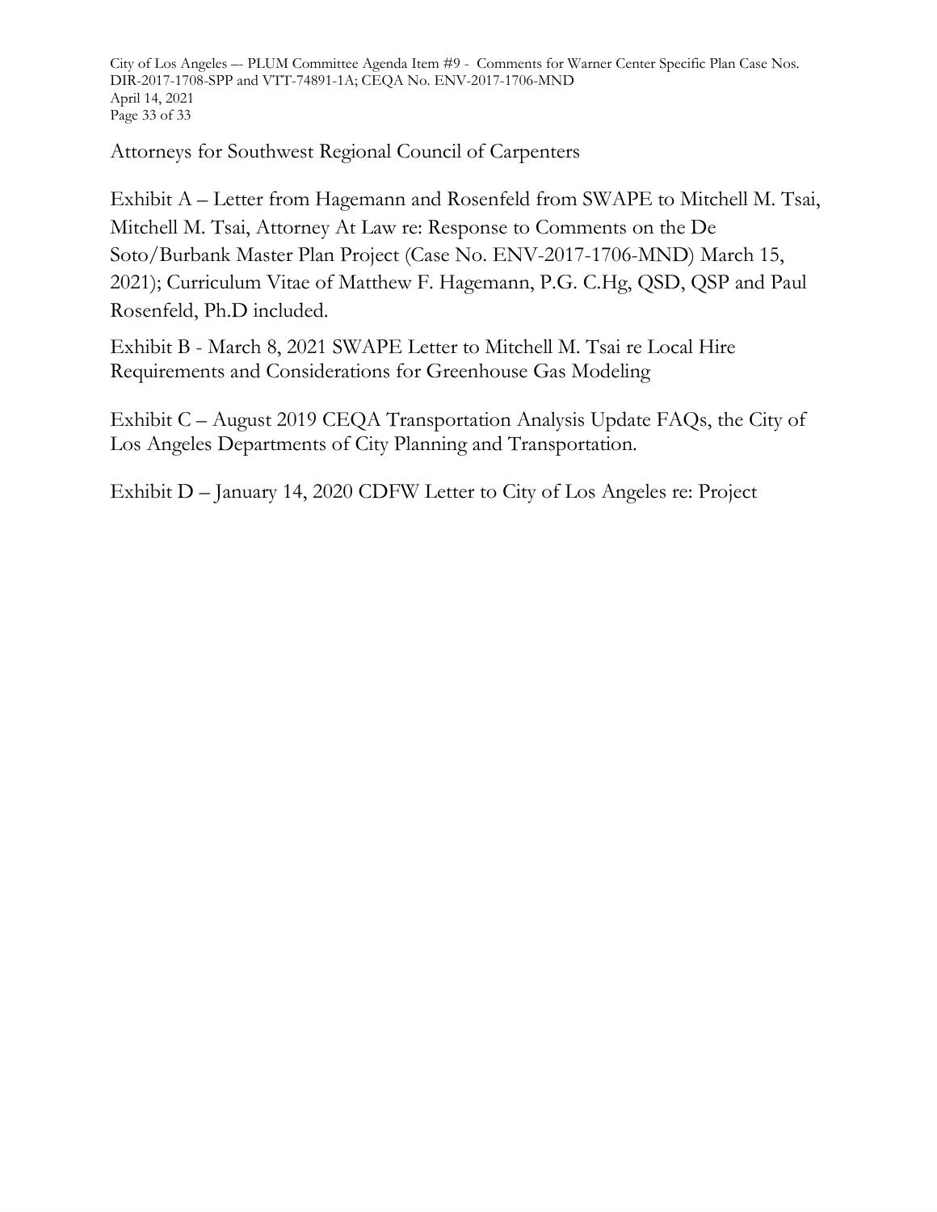Attorneys for Southwest Regional Council of Carpenters

Exhibit A – Letter from Hagemann and Rosenfeld from SWAPE to Mitchell M. Tsai, Mitchell M. Tsai, Attorney At Law re: Response to Comments on the De Soto/Burbank Master Plan Project (Case No. ENV-2017-1706-MND) March 15, 2021); Curriculum Vitae of Matthew F. Hagemann, P.G. C.Hg, QSD, QSP and Paul Rosenfeld, Ph.D included.

Exhibit B - March 8, 2021 SWAPE Letter to Mitchell M. Tsai re Local Hire Requirements and Considerations for Greenhouse Gas Modeling

Exhibit C – August 2019 CEQA Transportation Analysis Update FAQs, the City of Los Angeles Departments of City Planning and Transportation.

Exhibit D – January 14, 2020 CDFW Letter to City of Los Angeles re: Project